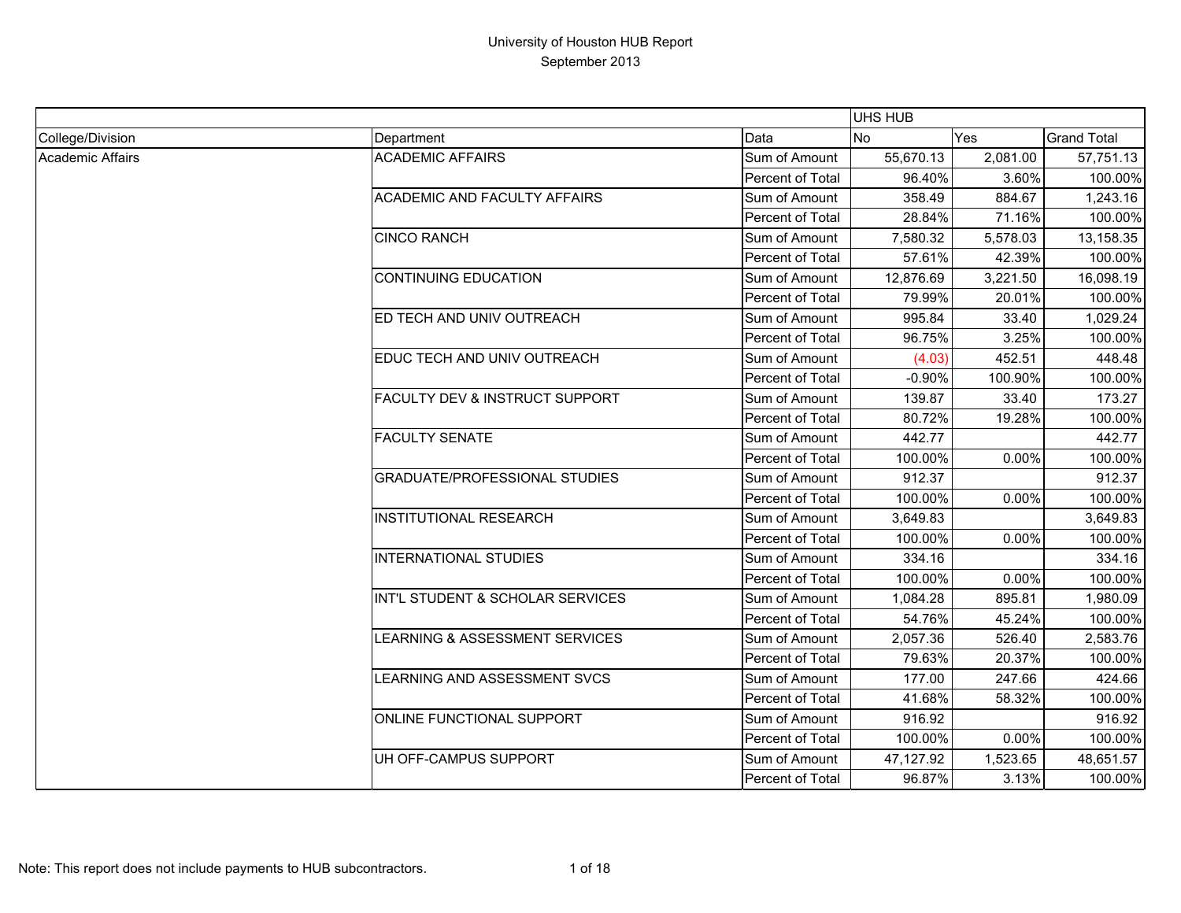# University of Houston HUB Report

September 2013

| | | | UHS HUB | | |
|---|---|---|---|---|---|
| College/Division | Department | Data | No | Yes | Grand Total |
| Academic Affairs | ACADEMIC AFFAIRS | Sum of Amount | 55,670.13 | 2,081.00 | 57,751.13 |
| | | Percent of Total | 96.40% | 3.60% | 100.00% |
| | ACADEMIC AND FACULTY AFFAIRS | Sum of Amount | 358.49 | 884.67 | 1,243.16 |
| | | Percent of Total | 28.84% | 71.16% | 100.00% |
| | CINCO RANCH | Sum of Amount | 7,580.32 | 5,578.03 | 13,158.35 |
| | | Percent of Total | 57.61% | 42.39% | 100.00% |
| | CONTINUING EDUCATION | Sum of Amount | 12,876.69 | 3,221.50 | 16,098.19 |
| | | Percent of Total | 79.99% | 20.01% | 100.00% |
| | ED TECH AND UNIV OUTREACH | Sum of Amount | 995.84 | 33.40 | 1,029.24 |
| | | Percent of Total | 96.75% | 3.25% | 100.00% |
| | EDUC TECH AND UNIV OUTREACH | Sum of Amount | (4.03) | 452.51 | 448.48 |
| | | Percent of Total | -0.90% | 100.90% | 100.00% |
| | FACULTY DEV & INSTRUCT SUPPORT | Sum of Amount | 139.87 | 33.40 | 173.27 |
| | | Percent of Total | 80.72% | 19.28% | 100.00% |
| | FACULTY SENATE | Sum of Amount | 442.77 | | 442.77 |
| | | Percent of Total | 100.00% | 0.00% | 100.00% |
| | GRADUATE/PROFESSIONAL STUDIES | Sum of Amount | 912.37 | | 912.37 |
| | | Percent of Total | 100.00% | 0.00% | 100.00% |
| | INSTITUTIONAL RESEARCH | Sum of Amount | 3,649.83 | | 3,649.83 |
| | | Percent of Total | 100.00% | 0.00% | 100.00% |
| | INTERNATIONAL STUDIES | Sum of Amount | 334.16 | | 334.16 |
| | | Percent of Total | 100.00% | 0.00% | 100.00% |
| | INT'L STUDENT & SCHOLAR SERVICES | Sum of Amount | 1,084.28 | 895.81 | 1,980.09 |
| | | Percent of Total | 54.76% | 45.24% | 100.00% |
| | LEARNING & ASSESSMENT SERVICES | Sum of Amount | 2,057.36 | 526.40 | 2,583.76 |
| | | Percent of Total | 79.63% | 20.37% | 100.00% |
| | LEARNING AND ASSESSMENT SVCS | Sum of Amount | 177.00 | 247.66 | 424.66 |
| | | Percent of Total | 41.68% | 58.32% | 100.00% |
| | ONLINE FUNCTIONAL SUPPORT | Sum of Amount | 916.92 | | 916.92 |
| | | Percent of Total | 100.00% | 0.00% | 100.00% |
| | UH OFF-CAMPUS SUPPORT | Sum of Amount | 47,127.92 | 1,523.65 | 48,651.57 |
| | | Percent of Total | 96.87% | 3.13% | 100.00% |

Note: This report does not include payments to HUB subcontractors.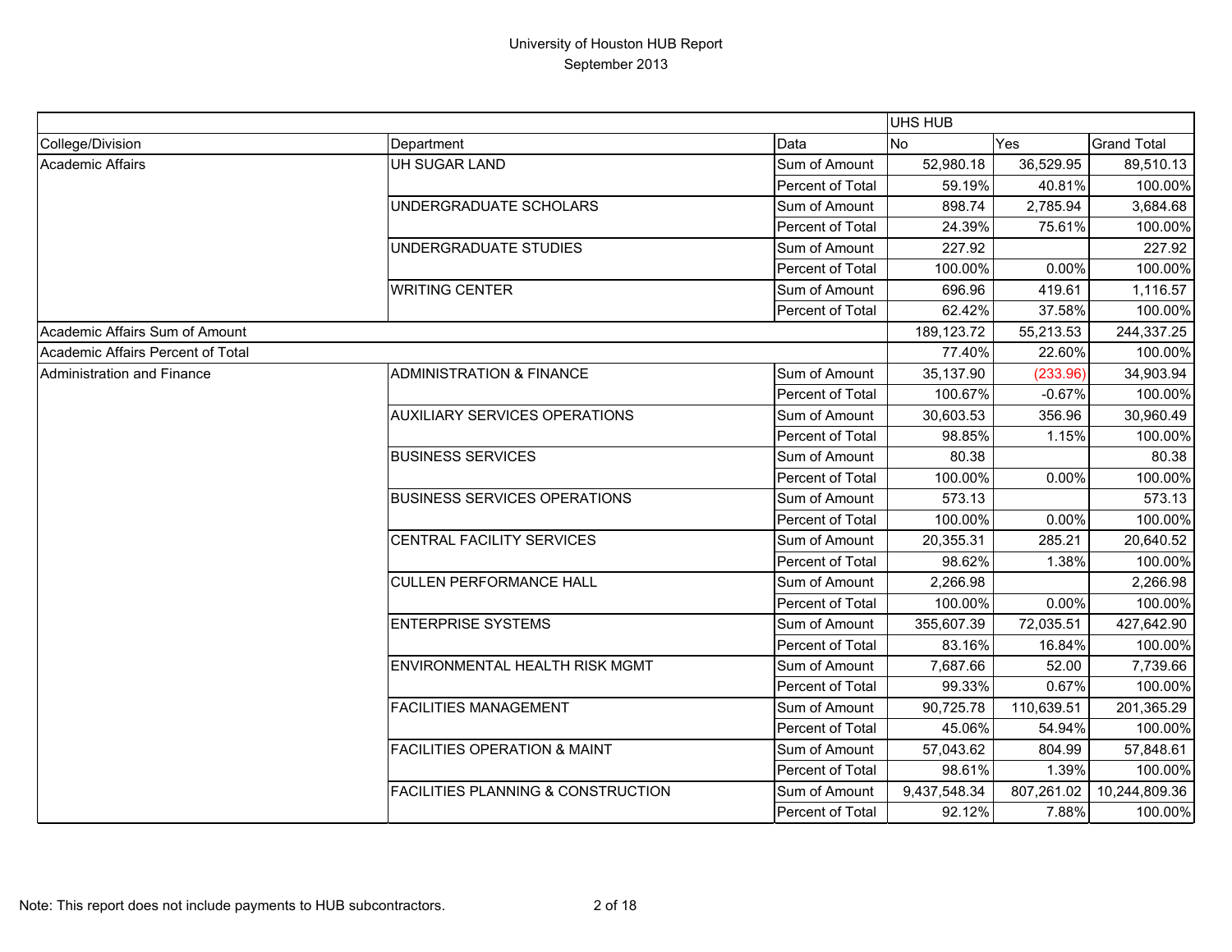# University of Houston HUB Report
## September 2013

| | | | UHS HUB | | |
|---|---|---|---|---|---|
| College/Division | Department | Data | No | Yes | Grand Total |
| Academic Affairs | UH SUGAR LAND | Sum of Amount | 52,980.18 | 36,529.95 | 89,510.13 |
| | | Percent of Total | 59.19% | 40.81% | 100.00% |
| | UNDERGRADUATE SCHOLARS | Sum of Amount | 898.74 | 2,785.94 | 3,684.68 |
| | | Percent of Total | 24.39% | 75.61% | 100.00% |
| | UNDERGRADUATE STUDIES | Sum of Amount | 227.92 | | 227.92 |
| | | Percent of Total | 100.00% | 0.00% | 100.00% |
| | WRITING CENTER | Sum of Amount | 696.96 | 419.61 | 1,116.57 |
| | | Percent of Total | 62.42% | 37.58% | 100.00% |
| Academic Affairs Sum of Amount | | | 189,123.72 | 55,213.53 | 244,337.25 |
| Academic Affairs Percent of Total | | | 77.40% | 22.60% | 100.00% |
| Administration and Finance | ADMINISTRATION & FINANCE | Sum of Amount | 35,137.90 | (233.96) | 34,903.94 |
| | | Percent of Total | 100.67% | -0.67% | 100.00% |
| | AUXILIARY SERVICES OPERATIONS | Sum of Amount | 30,603.53 | 356.96 | 30,960.49 |
| | | Percent of Total | 98.85% | 1.15% | 100.00% |
| | BUSINESS SERVICES | Sum of Amount | 80.38 | | 80.38 |
| | | Percent of Total | 100.00% | 0.00% | 100.00% |
| | BUSINESS SERVICES OPERATIONS | Sum of Amount | 573.13 | | 573.13 |
| | | Percent of Total | 100.00% | 0.00% | 100.00% |
| | CENTRAL FACILITY SERVICES | Sum of Amount | 20,355.31 | 285.21 | 20,640.52 |
| | | Percent of Total | 98.62% | 1.38% | 100.00% |
| | CULLEN PERFORMANCE HALL | Sum of Amount | 2,266.98 | | 2,266.98 |
| | | Percent of Total | 100.00% | 0.00% | 100.00% |
| | ENTERPRISE SYSTEMS | Sum of Amount | 355,607.39 | 72,035.51 | 427,642.90 |
| | | Percent of Total | 83.16% | 16.84% | 100.00% |
| | ENVIRONMENTAL HEALTH RISK MGMT | Sum of Amount | 7,687.66 | 52.00 | 7,739.66 |
| | | Percent of Total | 99.33% | 0.67% | 100.00% |
| | FACILITIES MANAGEMENT | Sum of Amount | 90,725.78 | 110,639.51 | 201,365.29 |
| | | Percent of Total | 45.06% | 54.94% | 100.00% |
| | FACILITIES OPERATION & MAINT | Sum of Amount | 57,043.62 | 804.99 | 57,848.61 |
| | | Percent of Total | 98.61% | 1.39% | 100.00% |
| | FACILITIES PLANNING & CONSTRUCTION | Sum of Amount | 9,437,548.34 | 807,261.02 | 10,244,809.36 |
| | | Percent of Total | 92.12% | 7.88% | 100.00% |

Note: This report does not include payments to HUB subcontractors.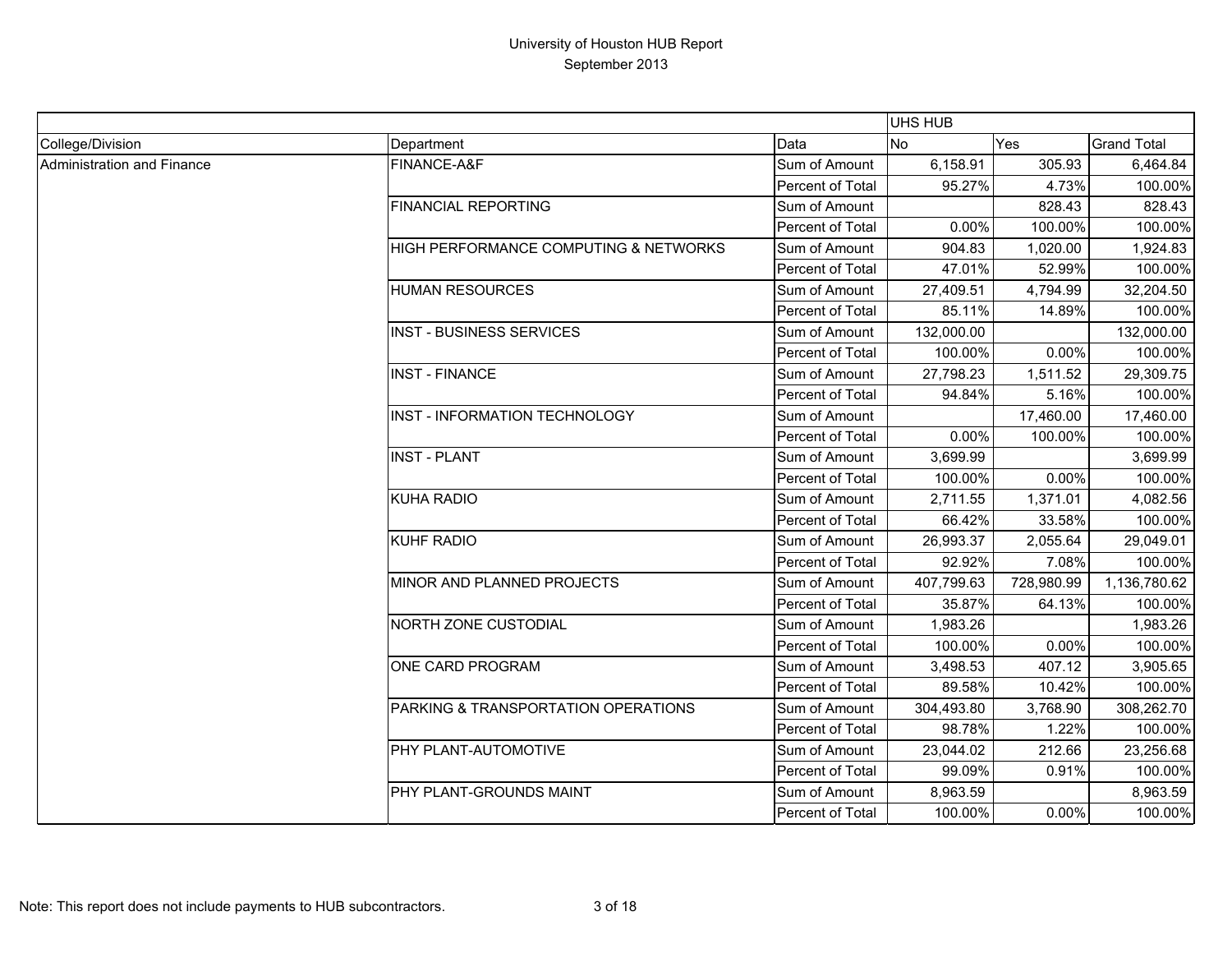# University of Houston HUB Report
## September 2013

| | | | UHS HUB | | |
|---|---|---|---|---|---|
| College/Division | Department | Data | No | Yes | Grand Total |
| Administration and Finance | FINANCE-A&F | Sum of Amount | 6,158.91 | 305.93 | 6,464.84 |
| | | Percent of Total | 95.27% | 4.73% | 100.00% |
| | FINANCIAL REPORTING | Sum of Amount | | 828.43 | 828.43 |
| | | Percent of Total | 0.00% | 100.00% | 100.00% |
| | HIGH PERFORMANCE COMPUTING & NETWORKS | Sum of Amount | 904.83 | 1,020.00 | 1,924.83 |
| | | Percent of Total | 47.01% | 52.99% | 100.00% |
| | HUMAN RESOURCES | Sum of Amount | 27,409.51 | 4,794.99 | 32,204.50 |
| | | Percent of Total | 85.11% | 14.89% | 100.00% |
| | INST - BUSINESS SERVICES | Sum of Amount | 132,000.00 | | 132,000.00 |
| | | Percent of Total | 100.00% | 0.00% | 100.00% |
| | INST - FINANCE | Sum of Amount | 27,798.23 | 1,511.52 | 29,309.75 |
| | | Percent of Total | 94.84% | 5.16% | 100.00% |
| | INST - INFORMATION TECHNOLOGY | Sum of Amount | | 17,460.00 | 17,460.00 |
| | | Percent of Total | 0.00% | 100.00% | 100.00% |
| | INST - PLANT | Sum of Amount | 3,699.99 | | 3,699.99 |
| | | Percent of Total | 100.00% | 0.00% | 100.00% |
| | KUHA RADIO | Sum of Amount | 2,711.55 | 1,371.01 | 4,082.56 |
| | | Percent of Total | 66.42% | 33.58% | 100.00% |
| | KUHF RADIO | Sum of Amount | 26,993.37 | 2,055.64 | 29,049.01 |
| | | Percent of Total | 92.92% | 7.08% | 100.00% |
| | MINOR AND PLANNED PROJECTS | Sum of Amount | 407,799.63 | 728,980.99 | 1,136,780.62 |
| | | Percent of Total | 35.87% | 64.13% | 100.00% |
| | NORTH ZONE CUSTODIAL | Sum of Amount | 1,983.26 | | 1,983.26 |
| | | Percent of Total | 100.00% | 0.00% | 100.00% |
| | ONE CARD PROGRAM | Sum of Amount | 3,498.53 | 407.12 | 3,905.65 |
| | | Percent of Total | 89.58% | 10.42% | 100.00% |
| | PARKING & TRANSPORTATION OPERATIONS | Sum of Amount | 304,493.80 | 3,768.90 | 308,262.70 |
| | | Percent of Total | 98.78% | 1.22% | 100.00% |
| | PHY PLANT-AUTOMOTIVE | Sum of Amount | 23,044.02 | 212.66 | 23,256.68 |
| | | Percent of Total | 99.09% | 0.91% | 100.00% |
| | PHY PLANT-GROUNDS MAINT | Sum of Amount | 8,963.59 | | 8,963.59 |
| | | Percent of Total | 100.00% | 0.00% | 100.00% |

Note: This report does not include payments to HUB subcontractors.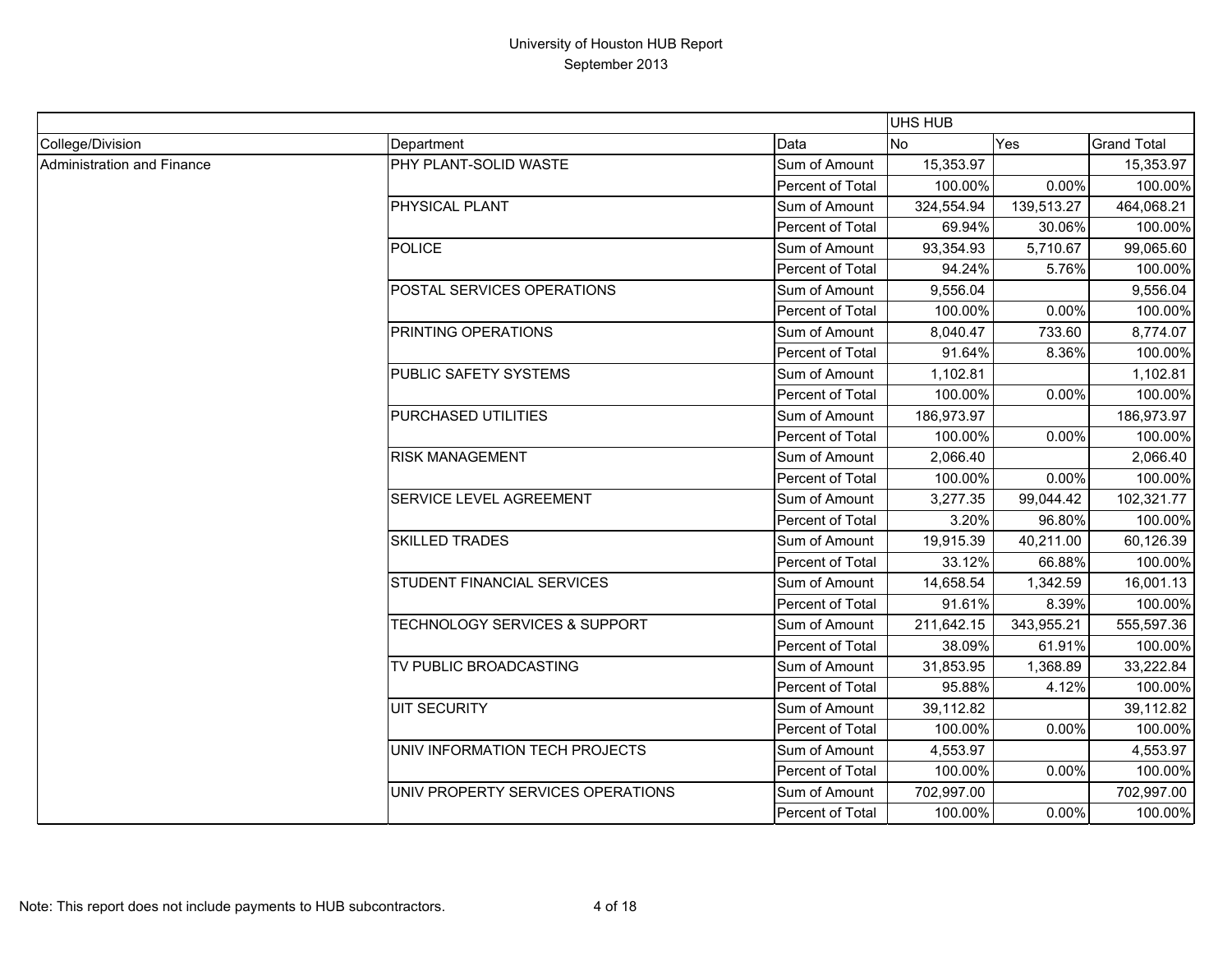# University of Houston HUB Report
September 2013

| | | | UHS HUB | | |
|---|---|---|---|---|---|
| College/Division | Department | Data | No | Yes | Grand Total |
| Administration and Finance | PHY PLANT-SOLID WASTE | Sum of Amount | 15,353.97 | | 15,353.97 |
| | | Percent of Total | 100.00% | 0.00% | 100.00% |
| | PHYSICAL PLANT | Sum of Amount | 324,554.94 | 139,513.27 | 464,068.21 |
| | | Percent of Total | 69.94% | 30.06% | 100.00% |
| | POLICE | Sum of Amount | 93,354.93 | 5,710.67 | 99,065.60 |
| | | Percent of Total | 94.24% | 5.76% | 100.00% |
| | POSTAL SERVICES OPERATIONS | Sum of Amount | 9,556.04 | | 9,556.04 |
| | | Percent of Total | 100.00% | 0.00% | 100.00% |
| | PRINTING OPERATIONS | Sum of Amount | 8,040.47 | 733.60 | 8,774.07 |
| | | Percent of Total | 91.64% | 8.36% | 100.00% |
| | PUBLIC SAFETY SYSTEMS | Sum of Amount | 1,102.81 | | 1,102.81 |
| | | Percent of Total | 100.00% | 0.00% | 100.00% |
| | PURCHASED UTILITIES | Sum of Amount | 186,973.97 | | 186,973.97 |
| | | Percent of Total | 100.00% | 0.00% | 100.00% |
| | RISK MANAGEMENT | Sum of Amount | 2,066.40 | | 2,066.40 |
| | | Percent of Total | 100.00% | 0.00% | 100.00% |
| | SERVICE LEVEL AGREEMENT | Sum of Amount | 3,277.35 | 99,044.42 | 102,321.77 |
| | | Percent of Total | 3.20% | 96.80% | 100.00% |
| | SKILLED TRADES | Sum of Amount | 19,915.39 | 40,211.00 | 60,126.39 |
| | | Percent of Total | 33.12% | 66.88% | 100.00% |
| | STUDENT FINANCIAL SERVICES | Sum of Amount | 14,658.54 | 1,342.59 | 16,001.13 |
| | | Percent of Total | 91.61% | 8.39% | 100.00% |
| | TECHNOLOGY SERVICES & SUPPORT | Sum of Amount | 211,642.15 | 343,955.21 | 555,597.36 |
| | | Percent of Total | 38.09% | 61.91% | 100.00% |
| | TV PUBLIC BROADCASTING | Sum of Amount | 31,853.95 | 1,368.89 | 33,222.84 |
| | | Percent of Total | 95.88% | 4.12% | 100.00% |
| | UIT SECURITY | Sum of Amount | 39,112.82 | | 39,112.82 |
| | | Percent of Total | 100.00% | 0.00% | 100.00% |
| | UNIV INFORMATION TECH PROJECTS | Sum of Amount | 4,553.97 | | 4,553.97 |
| | | Percent of Total | 100.00% | 0.00% | 100.00% |
| | UNIV PROPERTY SERVICES OPERATIONS | Sum of Amount | 702,997.00 | | 702,997.00 |
| | | Percent of Total | 100.00% | 0.00% | 100.00% |

Note: This report does not include payments to HUB subcontractors.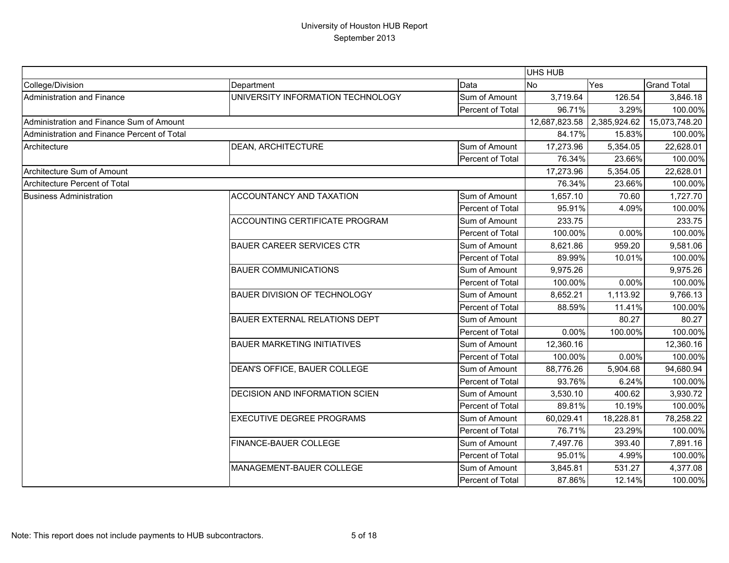# University of Houston HUB Report

September 2013

| | | | UHS HUB | | |
|---|---|---|---|---|---|
| College/Division | Department | Data | No | Yes | Grand Total |
| Administration and Finance | UNIVERSITY INFORMATION TECHNOLOGY | Sum of Amount | 3,719.64 | 126.54 | 3,846.18 |
| | | Percent of Total | 96.71% | 3.29% | 100.00% |
| Administration and Finance Sum of Amount | | | 12,687,823.58 | 2,385,924.62 | 15,073,748.20 |
| Administration and Finance Percent of Total | | | 84.17% | 15.83% | 100.00% |
| Architecture | DEAN, ARCHITECTURE | Sum of Amount | 17,273.96 | 5,354.05 | 22,628.01 |
| | | Percent of Total | 76.34% | 23.66% | 100.00% |
| Architecture Sum of Amount | | | 17,273.96 | 5,354.05 | 22,628.01 |
| Architecture Percent of Total | | | 76.34% | 23.66% | 100.00% |
| Business Administration | ACCOUNTANCY AND TAXATION | Sum of Amount | 1,657.10 | 70.60 | 1,727.70 |
| | | Percent of Total | 95.91% | 4.09% | 100.00% |
| | ACCOUNTING CERTIFICATE PROGRAM | Sum of Amount | 233.75 | | 233.75 |
| | | Percent of Total | 100.00% | 0.00% | 100.00% |
| | BAUER CAREER SERVICES CTR | Sum of Amount | 8,621.86 | 959.20 | 9,581.06 |
| | | Percent of Total | 89.99% | 10.01% | 100.00% |
| | BAUER COMMUNICATIONS | Sum of Amount | 9,975.26 | | 9,975.26 |
| | | Percent of Total | 100.00% | 0.00% | 100.00% |
| | BAUER DIVISION OF TECHNOLOGY | Sum of Amount | 8,652.21 | 1,113.92 | 9,766.13 |
| | | Percent of Total | 88.59% | 11.41% | 100.00% |
| | BAUER EXTERNAL RELATIONS DEPT | Sum of Amount | | 80.27 | 80.27 |
| | | Percent of Total | 0.00% | 100.00% | 100.00% |
| | BAUER MARKETING INITIATIVES | Sum of Amount | 12,360.16 | | 12,360.16 |
| | | Percent of Total | 100.00% | 0.00% | 100.00% |
| | DEAN'S OFFICE, BAUER COLLEGE | Sum of Amount | 88,776.26 | 5,904.68 | 94,680.94 |
| | | Percent of Total | 93.76% | 6.24% | 100.00% |
| | DECISION AND INFORMATION SCIEN | Sum of Amount | 3,530.10 | 400.62 | 3,930.72 |
| | | Percent of Total | 89.81% | 10.19% | 100.00% |
| | EXECUTIVE DEGREE PROGRAMS | Sum of Amount | 60,029.41 | 18,228.81 | 78,258.22 |
| | | Percent of Total | 76.71% | 23.29% | 100.00% |
| | FINANCE-BAUER COLLEGE | Sum of Amount | 7,497.76 | 393.40 | 7,891.16 |
| | | Percent of Total | 95.01% | 4.99% | 100.00% |
| | MANAGEMENT-BAUER COLLEGE | Sum of Amount | 3,845.81 | 531.27 | 4,377.08 |
| | | Percent of Total | 87.86% | 12.14% | 100.00% |

Note: This report does not include payments to HUB subcontractors.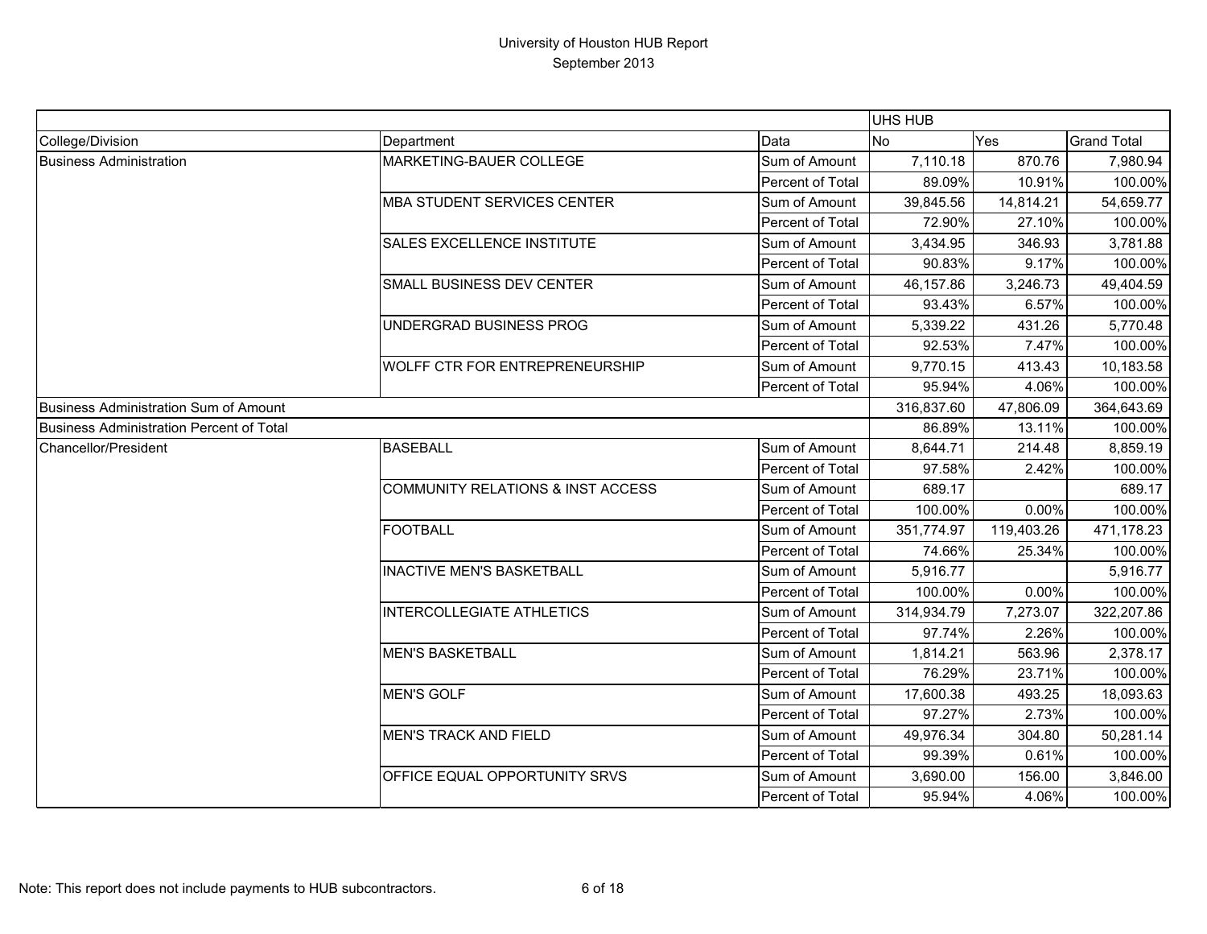# University of Houston HUB Report
## September 2013

| | | | UHS HUB | | |
|---|---|---|---|---|---|
| College/Division | Department | Data | No | Yes | Grand Total |
| Business Administration | MARKETING-BAUER COLLEGE | Sum of Amount | 7,110.18 | 870.76 | 7,980.94 |
| | | Percent of Total | 89.09% | 10.91% | 100.00% |
| | MBA STUDENT SERVICES CENTER | Sum of Amount | 39,845.56 | 14,814.21 | 54,659.77 |
| | | Percent of Total | 72.90% | 27.10% | 100.00% |
| | SALES EXCELLENCE INSTITUTE | Sum of Amount | 3,434.95 | 346.93 | 3,781.88 |
| | | Percent of Total | 90.83% | 9.17% | 100.00% |
| | SMALL BUSINESS DEV CENTER | Sum of Amount | 46,157.86 | 3,246.73 | 49,404.59 |
| | | Percent of Total | 93.43% | 6.57% | 100.00% |
| | UNDERGRAD BUSINESS PROG | Sum of Amount | 5,339.22 | 431.26 | 5,770.48 |
| | | Percent of Total | 92.53% | 7.47% | 100.00% |
| | WOLFF CTR FOR ENTREPRENEURSHIP | Sum of Amount | 9,770.15 | 413.43 | 10,183.58 |
| | | Percent of Total | 95.94% | 4.06% | 100.00% |
| Business Administration Sum of Amount | | | 316,837.60 | 47,806.09 | 364,643.69 |
| Business Administration Percent of Total | | | 86.89% | 13.11% | 100.00% |
| Chancellor/President | BASEBALL | Sum of Amount | 8,644.71 | 214.48 | 8,859.19 |
| | | Percent of Total | 97.58% | 2.42% | 100.00% |
| | COMMUNITY RELATIONS & INST ACCESS | Sum of Amount | 689.17 | | 689.17 |
| | | Percent of Total | 100.00% | 0.00% | 100.00% |
| | FOOTBALL | Sum of Amount | 351,774.97 | 119,403.26 | 471,178.23 |
| | | Percent of Total | 74.66% | 25.34% | 100.00% |
| | INACTIVE MEN'S BASKETBALL | Sum of Amount | 5,916.77 | | 5,916.77 |
| | | Percent of Total | 100.00% | 0.00% | 100.00% |
| | INTERCOLLEGIATE ATHLETICS | Sum of Amount | 314,934.79 | 7,273.07 | 322,207.86 |
| | | Percent of Total | 97.74% | 2.26% | 100.00% |
| | MEN'S BASKETBALL | Sum of Amount | 1,814.21 | 563.96 | 2,378.17 |
| | | Percent of Total | 76.29% | 23.71% | 100.00% |
| | MEN'S GOLF | Sum of Amount | 17,600.38 | 493.25 | 18,093.63 |
| | | Percent of Total | 97.27% | 2.73% | 100.00% |
| | MEN'S TRACK AND FIELD | Sum of Amount | 49,976.34 | 304.80 | 50,281.14 |
| | | Percent of Total | 99.39% | 0.61% | 100.00% |
| | OFFICE EQUAL OPPORTUNITY SRVS | Sum of Amount | 3,690.00 | 156.00 | 3,846.00 |
| | | Percent of Total | 95.94% | 4.06% | 100.00% |

Note: This report does not include payments to HUB subcontractors.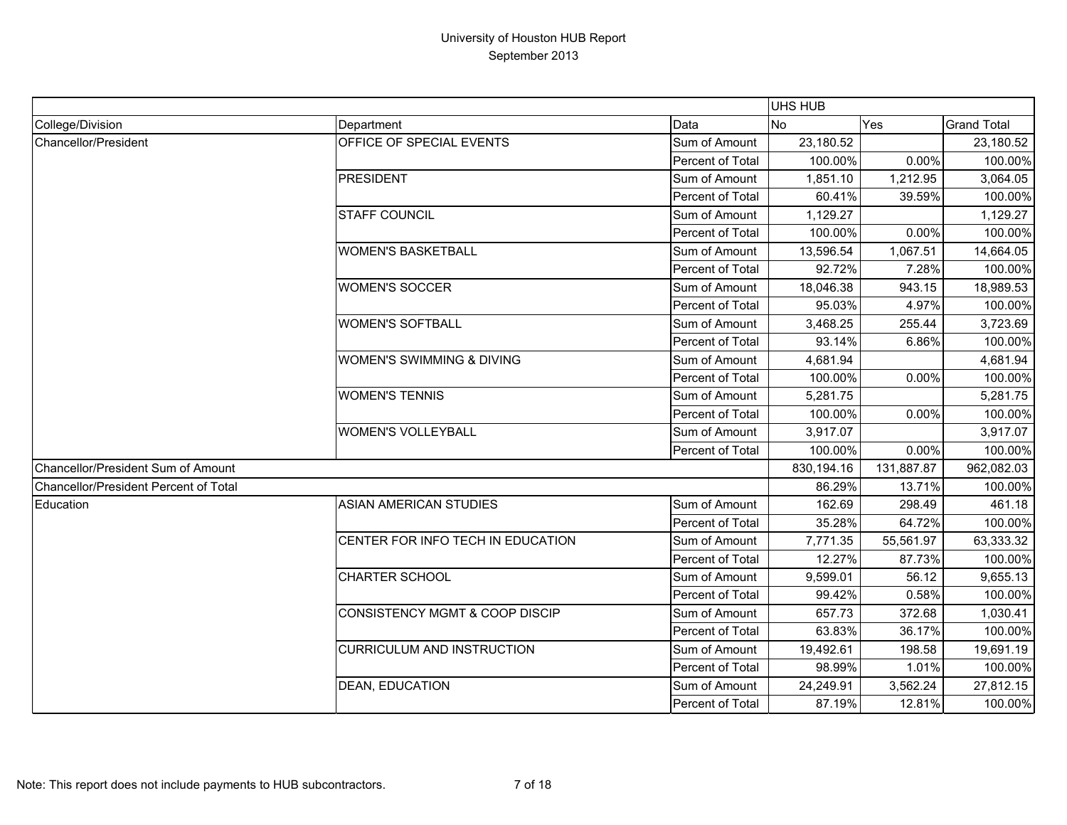# University of Houston HUB Report
September 2013

| | | | UHS HUB | | |
|---|---|---|---|---|---|
| College/Division | Department | Data | No | Yes | Grand Total |
| Chancellor/President | OFFICE OF SPECIAL EVENTS | Sum of Amount | 23,180.52 | | 23,180.52 |
| | | Percent of Total | 100.00% | 0.00% | 100.00% |
| | PRESIDENT | Sum of Amount | 1,851.10 | 1,212.95 | 3,064.05 |
| | | Percent of Total | 60.41% | 39.59% | 100.00% |
| | STAFF COUNCIL | Sum of Amount | 1,129.27 | | 1,129.27 |
| | | Percent of Total | 100.00% | 0.00% | 100.00% |
| | WOMEN'S BASKETBALL | Sum of Amount | 13,596.54 | 1,067.51 | 14,664.05 |
| | | Percent of Total | 92.72% | 7.28% | 100.00% |
| | WOMEN'S SOCCER | Sum of Amount | 18,046.38 | 943.15 | 18,989.53 |
| | | Percent of Total | 95.03% | 4.97% | 100.00% |
| | WOMEN'S SOFTBALL | Sum of Amount | 3,468.25 | 255.44 | 3,723.69 |
| | | Percent of Total | 93.14% | 6.86% | 100.00% |
| | WOMEN'S SWIMMING & DIVING | Sum of Amount | 4,681.94 | | 4,681.94 |
| | | Percent of Total | 100.00% | 0.00% | 100.00% |
| | WOMEN'S TENNIS | Sum of Amount | 5,281.75 | | 5,281.75 |
| | | Percent of Total | 100.00% | 0.00% | 100.00% |
| | WOMEN'S VOLLEYBALL | Sum of Amount | 3,917.07 | | 3,917.07 |
| | | Percent of Total | 100.00% | 0.00% | 100.00% |
| Chancellor/President Sum of Amount | | | 830,194.16 | 131,887.87 | 962,082.03 |
| Chancellor/President Percent of Total | | | 86.29% | 13.71% | 100.00% |
| Education | ASIAN AMERICAN STUDIES | Sum of Amount | 162.69 | 298.49 | 461.18 |
| | | Percent of Total | 35.28% | 64.72% | 100.00% |
| | CENTER FOR INFO TECH IN EDUCATION | Sum of Amount | 7,771.35 | 55,561.97 | 63,333.32 |
| | | Percent of Total | 12.27% | 87.73% | 100.00% |
| | CHARTER SCHOOL | Sum of Amount | 9,599.01 | 56.12 | 9,655.13 |
| | | Percent of Total | 99.42% | 0.58% | 100.00% |
| | CONSISTENCY MGMT & COOP DISCIP | Sum of Amount | 657.73 | 372.68 | 1,030.41 |
| | | Percent of Total | 63.83% | 36.17% | 100.00% |
| | CURRICULUM AND INSTRUCTION | Sum of Amount | 19,492.61 | 198.58 | 19,691.19 |
| | | Percent of Total | 98.99% | 1.01% | 100.00% |
| | DEAN, EDUCATION | Sum of Amount | 24,249.91 | 3,562.24 | 27,812.15 |
| | | Percent of Total | 87.19% | 12.81% | 100.00% |

Note: This report does not include payments to HUB subcontractors.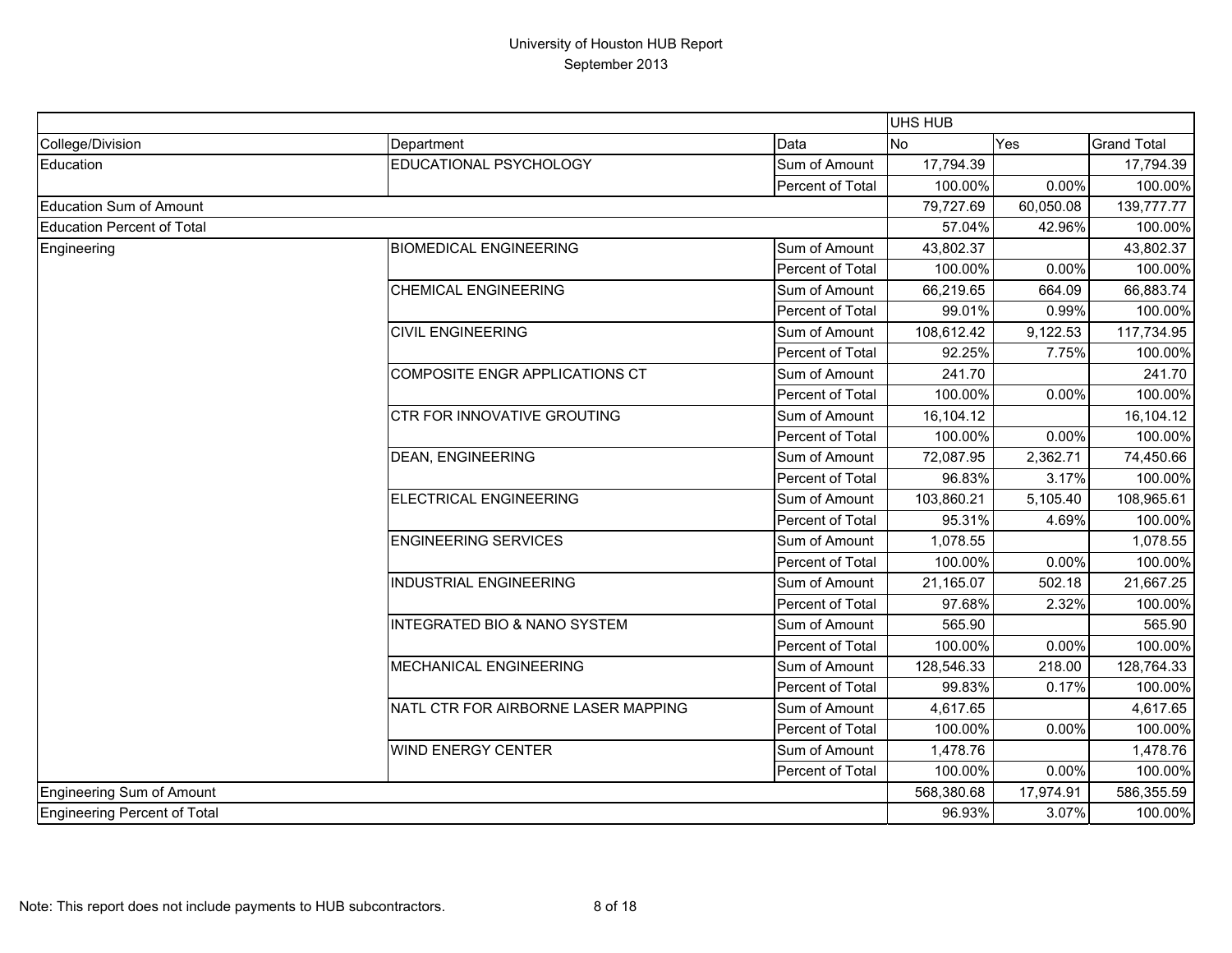# University of Houston HUB Report

September 2013

| | | | UHS HUB | | |
|---|---|---|---|---|---|
| College/Division | Department | Data | No | Yes | Grand Total |
| Education | EDUCATIONAL PSYCHOLOGY | Sum of Amount | 17,794.39 | | 17,794.39 |
| | | Percent of Total | 100.00% | 0.00% | 100.00% |
| Education Sum of Amount | | | 79,727.69 | 60,050.08 | 139,777.77 |
| Education Percent of Total | | | 57.04% | 42.96% | 100.00% |
| Engineering | BIOMEDICAL ENGINEERING | Sum of Amount | 43,802.37 | | 43,802.37 |
| | | Percent of Total | 100.00% | 0.00% | 100.00% |
| | CHEMICAL ENGINEERING | Sum of Amount | 66,219.65 | 664.09 | 66,883.74 |
| | | Percent of Total | 99.01% | 0.99% | 100.00% |
| | CIVIL ENGINEERING | Sum of Amount | 108,612.42 | 9,122.53 | 117,734.95 |
| | | Percent of Total | 92.25% | 7.75% | 100.00% |
| | COMPOSITE ENGR APPLICATIONS CT | Sum of Amount | 241.70 | | 241.70 |
| | | Percent of Total | 100.00% | 0.00% | 100.00% |
| | CTR FOR INNOVATIVE GROUTING | Sum of Amount | 16,104.12 | | 16,104.12 |
| | | Percent of Total | 100.00% | 0.00% | 100.00% |
| | DEAN, ENGINEERING | Sum of Amount | 72,087.95 | 2,362.71 | 74,450.66 |
| | | Percent of Total | 96.83% | 3.17% | 100.00% |
| | ELECTRICAL ENGINEERING | Sum of Amount | 103,860.21 | 5,105.40 | 108,965.61 |
| | | Percent of Total | 95.31% | 4.69% | 100.00% |
| | ENGINEERING SERVICES | Sum of Amount | 1,078.55 | | 1,078.55 |
| | | Percent of Total | 100.00% | 0.00% | 100.00% |
| | INDUSTRIAL ENGINEERING | Sum of Amount | 21,165.07 | 502.18 | 21,667.25 |
| | | Percent of Total | 97.68% | 2.32% | 100.00% |
| | INTEGRATED BIO & NANO SYSTEM | Sum of Amount | 565.90 | | 565.90 |
| | | Percent of Total | 100.00% | 0.00% | 100.00% |
| | MECHANICAL ENGINEERING | Sum of Amount | 128,546.33 | 218.00 | 128,764.33 |
| | | Percent of Total | 99.83% | 0.17% | 100.00% |
| | NATL CTR FOR AIRBORNE LASER MAPPING | Sum of Amount | 4,617.65 | | 4,617.65 |
| | | Percent of Total | 100.00% | 0.00% | 100.00% |
| | WIND ENERGY CENTER | Sum of Amount | 1,478.76 | | 1,478.76 |
| | | Percent of Total | 100.00% | 0.00% | 100.00% |
| Engineering Sum of Amount | | | 568,380.68 | 17,974.91 | 586,355.59 |
| Engineering Percent of Total | | | 96.93% | 3.07% | 100.00% |

Note: This report does not include payments to HUB subcontractors.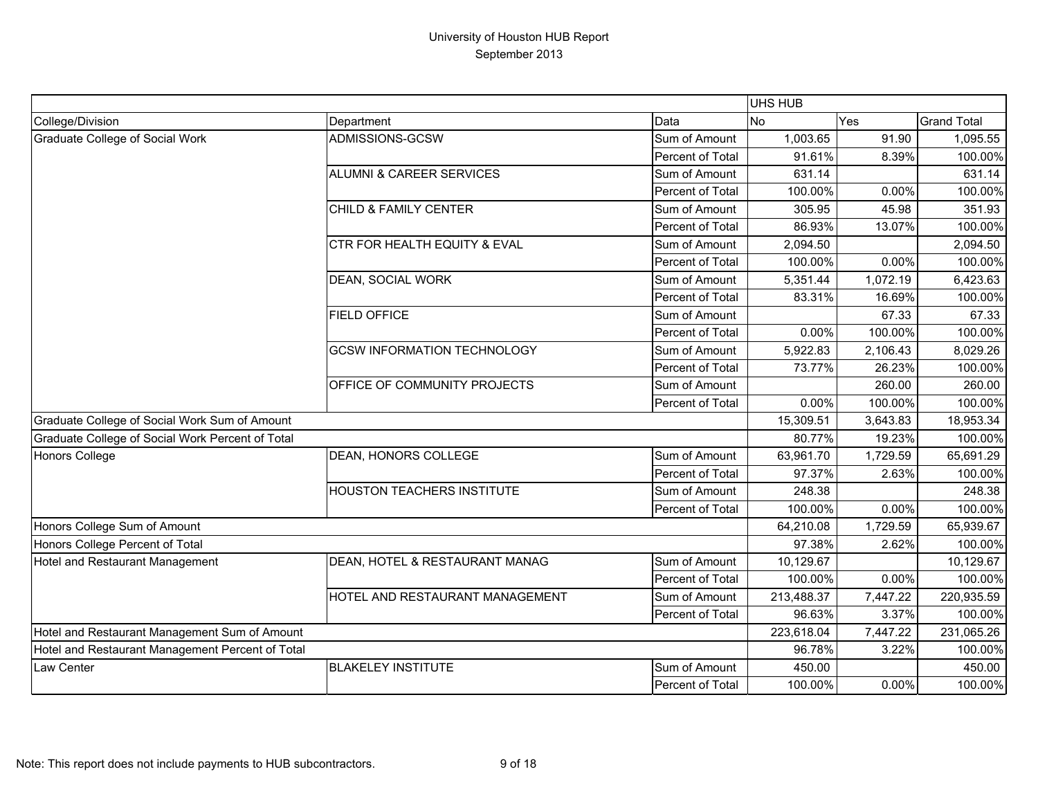# University of Houston HUB Report
## September 2013

| | | | UHS HUB | | |
|---|---|---|---|---|---|
| College/Division | Department | Data | No | Yes | Grand Total |
| Graduate College of Social Work | ADMISSIONS-GCSW | Sum of Amount | 1,003.65 | 91.90 | 1,095.55 |
| | | Percent of Total | 91.61% | 8.39% | 100.00% |
| | ALUMNI & CAREER SERVICES | Sum of Amount | 631.14 | | 631.14 |
| | | Percent of Total | 100.00% | 0.00% | 100.00% |
| | CHILD & FAMILY CENTER | Sum of Amount | 305.95 | 45.98 | 351.93 |
| | | Percent of Total | 86.93% | 13.07% | 100.00% |
| | CTR FOR HEALTH EQUITY & EVAL | Sum of Amount | 2,094.50 | | 2,094.50 |
| | | Percent of Total | 100.00% | 0.00% | 100.00% |
| | DEAN, SOCIAL WORK | Sum of Amount | 5,351.44 | 1,072.19 | 6,423.63 |
| | | Percent of Total | 83.31% | 16.69% | 100.00% |
| | FIELD OFFICE | Sum of Amount | | 67.33 | 67.33 |
| | | Percent of Total | 0.00% | 100.00% | 100.00% |
| | GCSW INFORMATION TECHNOLOGY | Sum of Amount | 5,922.83 | 2,106.43 | 8,029.26 |
| | | Percent of Total | 73.77% | 26.23% | 100.00% |
| | OFFICE OF COMMUNITY PROJECTS | Sum of Amount | | 260.00 | 260.00 |
| | | Percent of Total | 0.00% | 100.00% | 100.00% |
| Graduate College of Social Work Sum of Amount | | | 15,309.51 | 3,643.83 | 18,953.34 |
| Graduate College of Social Work Percent of Total | | | 80.77% | 19.23% | 100.00% |
| Honors College | DEAN, HONORS COLLEGE | Sum of Amount | 63,961.70 | 1,729.59 | 65,691.29 |
| | | Percent of Total | 97.37% | 2.63% | 100.00% |
| | HOUSTON TEACHERS INSTITUTE | Sum of Amount | 248.38 | | 248.38 |
| | | Percent of Total | 100.00% | 0.00% | 100.00% |
| Honors College Sum of Amount | | | 64,210.08 | 1,729.59 | 65,939.67 |
| Honors College Percent of Total | | | 97.38% | 2.62% | 100.00% |
| Hotel and Restaurant Management | DEAN, HOTEL & RESTAURANT MANAG | Sum of Amount | 10,129.67 | | 10,129.67 |
| | | Percent of Total | 100.00% | 0.00% | 100.00% |
| | HOTEL AND RESTAURANT MANAGEMENT | Sum of Amount | 213,488.37 | 7,447.22 | 220,935.59 |
| | | Percent of Total | 96.63% | 3.37% | 100.00% |
| Hotel and Restaurant Management Sum of Amount | | | 223,618.04 | 7,447.22 | 231,065.26 |
| Hotel and Restaurant Management Percent of Total | | | 96.78% | 3.22% | 100.00% |
| Law Center | BLAKELEY INSTITUTE | Sum of Amount | 450.00 | | 450.00 |
| | | Percent of Total | 100.00% | 0.00% | 100.00% |

Note: This report does not include payments to HUB subcontractors.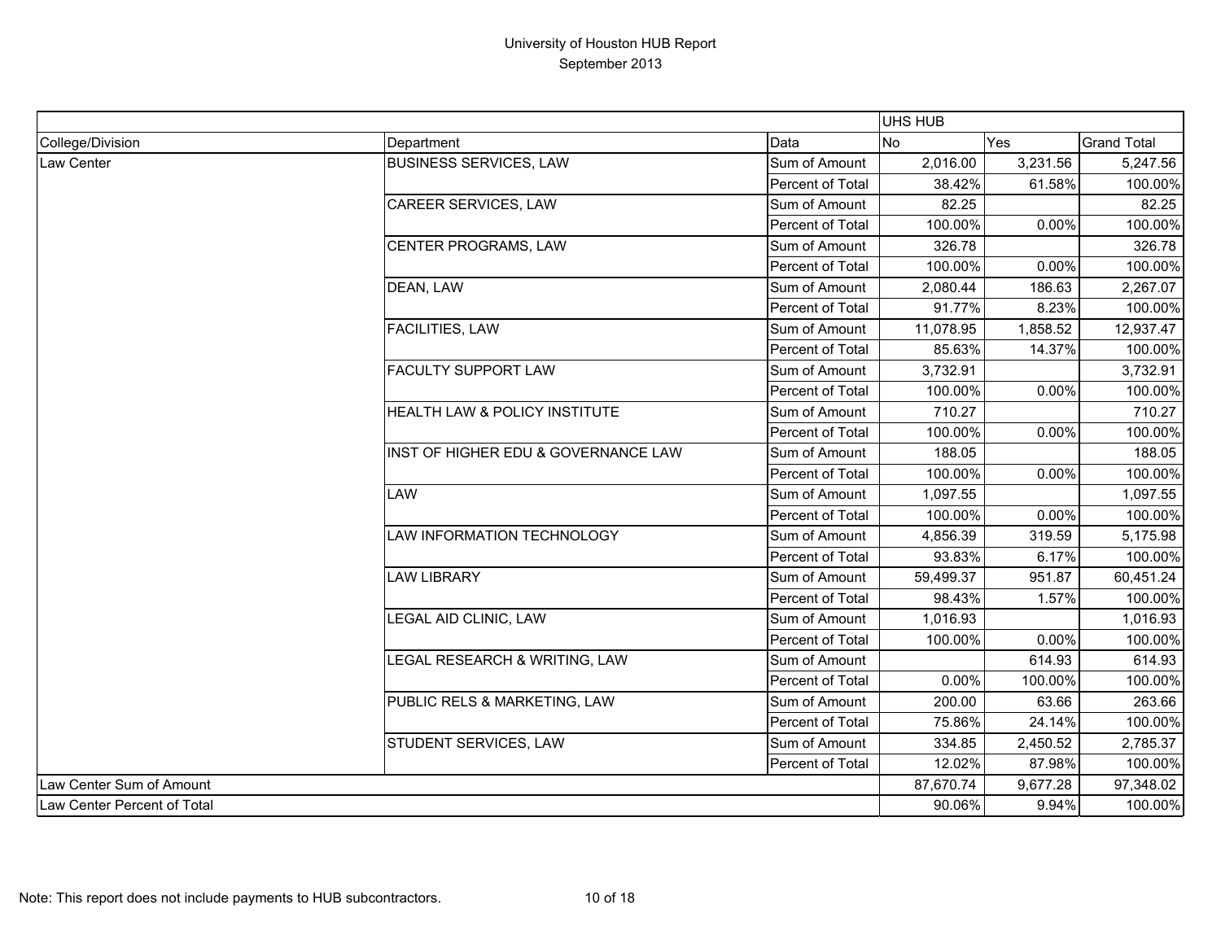# University of Houston HUB Report
September 2013

| | | | UHS HUB | | |
|---|---|---|---|---|---|
| College/Division | Department | Data | No | Yes | Grand Total |
| Law Center | BUSINESS SERVICES, LAW | Sum of Amount | 2,016.00 | 3,231.56 | 5,247.56 |
| | | Percent of Total | 38.42% | 61.58% | 100.00% |
| | CAREER SERVICES, LAW | Sum of Amount | 82.25 | | 82.25 |
| | | Percent of Total | 100.00% | 0.00% | 100.00% |
| | CENTER PROGRAMS, LAW | Sum of Amount | 326.78 | | 326.78 |
| | | Percent of Total | 100.00% | 0.00% | 100.00% |
| | DEAN, LAW | Sum of Amount | 2,080.44 | 186.63 | 2,267.07 |
| | | Percent of Total | 91.77% | 8.23% | 100.00% |
| | FACILITIES, LAW | Sum of Amount | 11,078.95 | 1,858.52 | 12,937.47 |
| | | Percent of Total | 85.63% | 14.37% | 100.00% |
| | FACULTY SUPPORT LAW | Sum of Amount | 3,732.91 | | 3,732.91 |
| | | Percent of Total | 100.00% | 0.00% | 100.00% |
| | HEALTH LAW & POLICY INSTITUTE | Sum of Amount | 710.27 | | 710.27 |
| | | Percent of Total | 100.00% | 0.00% | 100.00% |
| | INST OF HIGHER EDU & GOVERNANCE LAW | Sum of Amount | 188.05 | | 188.05 |
| | | Percent of Total | 100.00% | 0.00% | 100.00% |
| | LAW | Sum of Amount | 1,097.55 | | 1,097.55 |
| | | Percent of Total | 100.00% | 0.00% | 100.00% |
| | LAW INFORMATION TECHNOLOGY | Sum of Amount | 4,856.39 | 319.59 | 5,175.98 |
| | | Percent of Total | 93.83% | 6.17% | 100.00% |
| | LAW LIBRARY | Sum of Amount | 59,499.37 | 951.87 | 60,451.24 |
| | | Percent of Total | 98.43% | 1.57% | 100.00% |
| | LEGAL AID CLINIC, LAW | Sum of Amount | 1,016.93 | | 1,016.93 |
| | | Percent of Total | 100.00% | 0.00% | 100.00% |
| | LEGAL RESEARCH & WRITING, LAW | Sum of Amount | | 614.93 | 614.93 |
| | | Percent of Total | 0.00% | 100.00% | 100.00% |
| | PUBLIC RELS & MARKETING, LAW | Sum of Amount | 200.00 | 63.66 | 263.66 |
| | | Percent of Total | 75.86% | 24.14% | 100.00% |
| | STUDENT SERVICES, LAW | Sum of Amount | 334.85 | 2,450.52 | 2,785.37 |
| | | Percent of Total | 12.02% | 87.98% | 100.00% |
| Law Center Sum of Amount | | | 87,670.74 | 9,677.28 | 97,348.02 |
| Law Center Percent of Total | | | 90.06% | 9.94% | 100.00% |

Note: This report does not include payments to HUB subcontractors.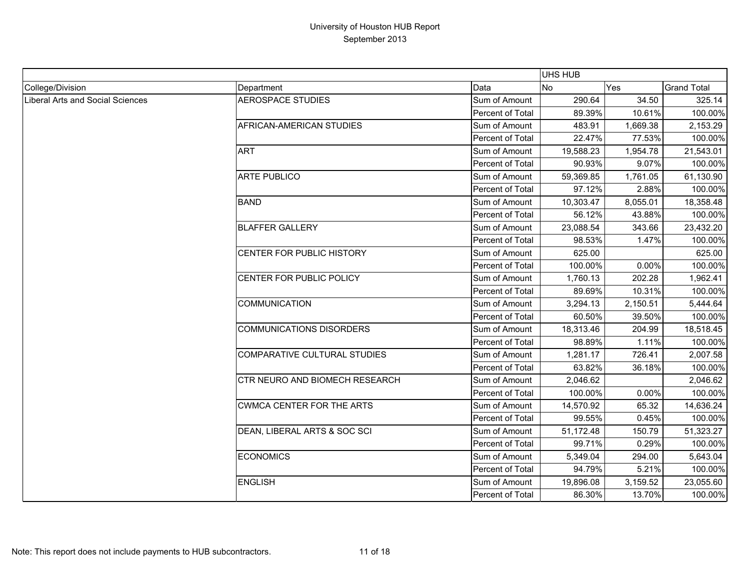# University of Houston HUB Report
## September 2013

| | | | UHS HUB | | |
|---|---|---|---|---|---|
| College/Division | Department | Data | No | Yes | Grand Total |
| Liberal Arts and Social Sciences | AEROSPACE STUDIES | Sum of Amount | 290.64 | 34.50 | 325.14 |
| | | Percent of Total | 89.39% | 10.61% | 100.00% |
| | AFRICAN-AMERICAN STUDIES | Sum of Amount | 483.91 | 1,669.38 | 2,153.29 |
| | | Percent of Total | 22.47% | 77.53% | 100.00% |
| | ART | Sum of Amount | 19,588.23 | 1,954.78 | 21,543.01 |
| | | Percent of Total | 90.93% | 9.07% | 100.00% |
| | ARTE PUBLICO | Sum of Amount | 59,369.85 | 1,761.05 | 61,130.90 |
| | | Percent of Total | 97.12% | 2.88% | 100.00% |
| | BAND | Sum of Amount | 10,303.47 | 8,055.01 | 18,358.48 |
| | | Percent of Total | 56.12% | 43.88% | 100.00% |
| | BLAFFER GALLERY | Sum of Amount | 23,088.54 | 343.66 | 23,432.20 |
| | | Percent of Total | 98.53% | 1.47% | 100.00% |
| | CENTER FOR PUBLIC HISTORY | Sum of Amount | 625.00 | | 625.00 |
| | | Percent of Total | 100.00% | 0.00% | 100.00% |
| | CENTER FOR PUBLIC POLICY | Sum of Amount | 1,760.13 | 202.28 | 1,962.41 |
| | | Percent of Total | 89.69% | 10.31% | 100.00% |
| | COMMUNICATION | Sum of Amount | 3,294.13 | 2,150.51 | 5,444.64 |
| | | Percent of Total | 60.50% | 39.50% | 100.00% |
| | COMMUNICATIONS DISORDERS | Sum of Amount | 18,313.46 | 204.99 | 18,518.45 |
| | | Percent of Total | 98.89% | 1.11% | 100.00% |
| | COMPARATIVE CULTURAL STUDIES | Sum of Amount | 1,281.17 | 726.41 | 2,007.58 |
| | | Percent of Total | 63.82% | 36.18% | 100.00% |
| | CTR NEURO AND BIOMECH RESEARCH | Sum of Amount | 2,046.62 | | 2,046.62 |
| | | Percent of Total | 100.00% | 0.00% | 100.00% |
| | CWMCA CENTER FOR THE ARTS | Sum of Amount | 14,570.92 | 65.32 | 14,636.24 |
| | | Percent of Total | 99.55% | 0.45% | 100.00% |
| | DEAN, LIBERAL ARTS & SOC SCI | Sum of Amount | 51,172.48 | 150.79 | 51,323.27 |
| | | Percent of Total | 99.71% | 0.29% | 100.00% |
| | ECONOMICS | Sum of Amount | 5,349.04 | 294.00 | 5,643.04 |
| | | Percent of Total | 94.79% | 5.21% | 100.00% |
| | ENGLISH | Sum of Amount | 19,896.08 | 3,159.52 | 23,055.60 |
| | | Percent of Total | 86.30% | 13.70% | 100.00% |

Note: This report does not include payments to HUB subcontractors.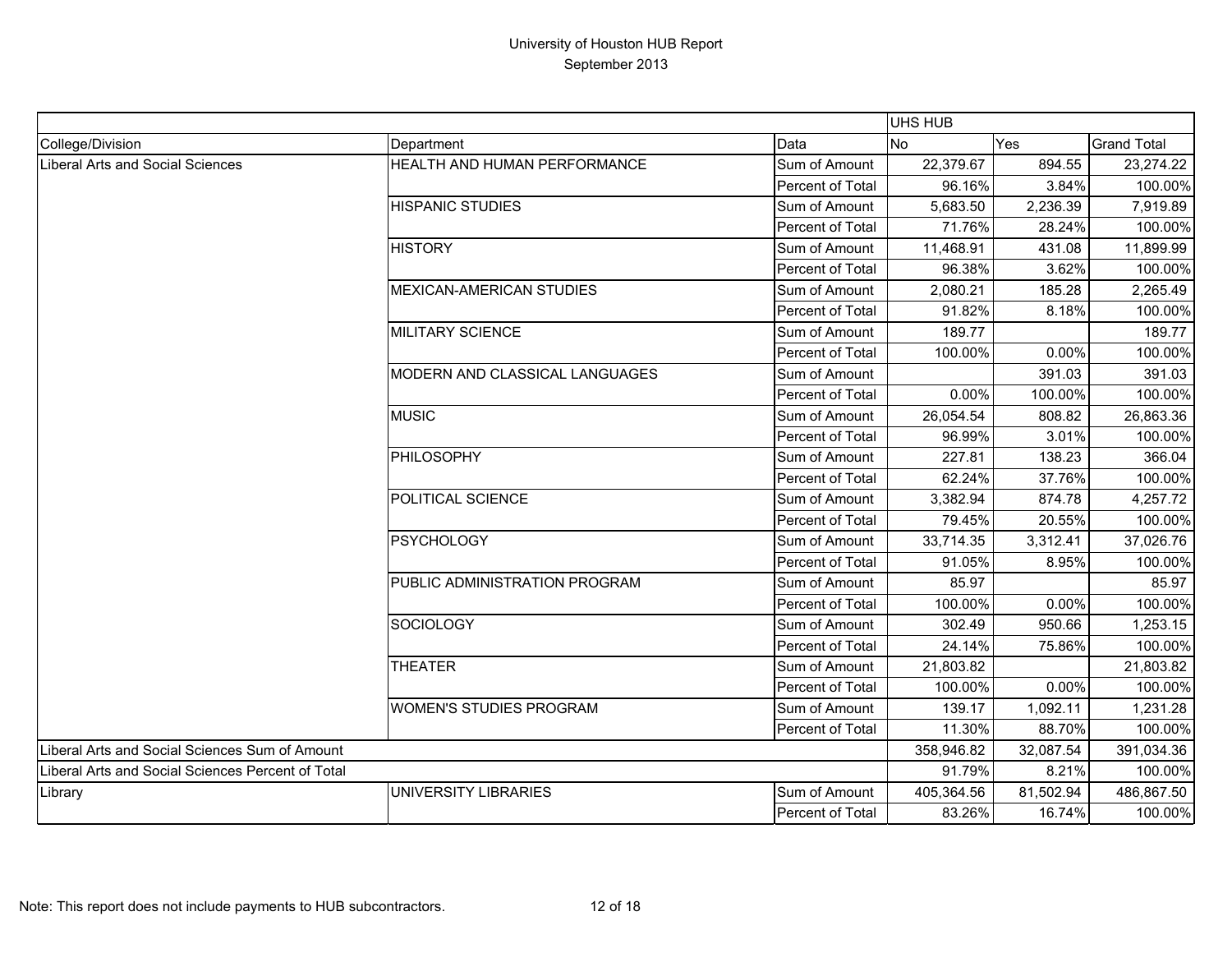# University of Houston HUB Report
## September 2013

| | | | UHS HUB | | |
|---|---|---|---|---|---|
| College/Division | Department | Data | No | Yes | Grand Total |
| Liberal Arts and Social Sciences | HEALTH AND HUMAN PERFORMANCE | Sum of Amount | 22,379.67 | 894.55 | 23,274.22 |
| | | Percent of Total | 96.16% | 3.84% | 100.00% |
| | HISPANIC STUDIES | Sum of Amount | 5,683.50 | 2,236.39 | 7,919.89 |
| | | Percent of Total | 71.76% | 28.24% | 100.00% |
| | HISTORY | Sum of Amount | 11,468.91 | 431.08 | 11,899.99 |
| | | Percent of Total | 96.38% | 3.62% | 100.00% |
| | MEXICAN-AMERICAN STUDIES | Sum of Amount | 2,080.21 | 185.28 | 2,265.49 |
| | | Percent of Total | 91.82% | 8.18% | 100.00% |
| | MILITARY SCIENCE | Sum of Amount | 189.77 | | 189.77 |
| | | Percent of Total | 100.00% | 0.00% | 100.00% |
| | MODERN AND CLASSICAL LANGUAGES | Sum of Amount | | 391.03 | 391.03 |
| | | Percent of Total | 0.00% | 100.00% | 100.00% |
| | MUSIC | Sum of Amount | 26,054.54 | 808.82 | 26,863.36 |
| | | Percent of Total | 96.99% | 3.01% | 100.00% |
| | PHILOSOPHY | Sum of Amount | 227.81 | 138.23 | 366.04 |
| | | Percent of Total | 62.24% | 37.76% | 100.00% |
| | POLITICAL SCIENCE | Sum of Amount | 3,382.94 | 874.78 | 4,257.72 |
| | | Percent of Total | 79.45% | 20.55% | 100.00% |
| | PSYCHOLOGY | Sum of Amount | 33,714.35 | 3,312.41 | 37,026.76 |
| | | Percent of Total | 91.05% | 8.95% | 100.00% |
| | PUBLIC ADMINISTRATION PROGRAM | Sum of Amount | 85.97 | | 85.97 |
| | | Percent of Total | 100.00% | 0.00% | 100.00% |
| | SOCIOLOGY | Sum of Amount | 302.49 | 950.66 | 1,253.15 |
| | | Percent of Total | 24.14% | 75.86% | 100.00% |
| | THEATER | Sum of Amount | 21,803.82 | | 21,803.82 |
| | | Percent of Total | 100.00% | 0.00% | 100.00% |
| | WOMEN'S STUDIES PROGRAM | Sum of Amount | 139.17 | 1,092.11 | 1,231.28 |
| | | Percent of Total | 11.30% | 88.70% | 100.00% |
| Liberal Arts and Social Sciences Sum of Amount | | | 358,946.82 | 32,087.54 | 391,034.36 |
| Liberal Arts and Social Sciences Percent of Total | | | 91.79% | 8.21% | 100.00% |
| Library | UNIVERSITY LIBRARIES | Sum of Amount | 405,364.56 | 81,502.94 | 486,867.50 |
| | | Percent of Total | 83.26% | 16.74% | 100.00% |

Note: This report does not include payments to HUB subcontractors.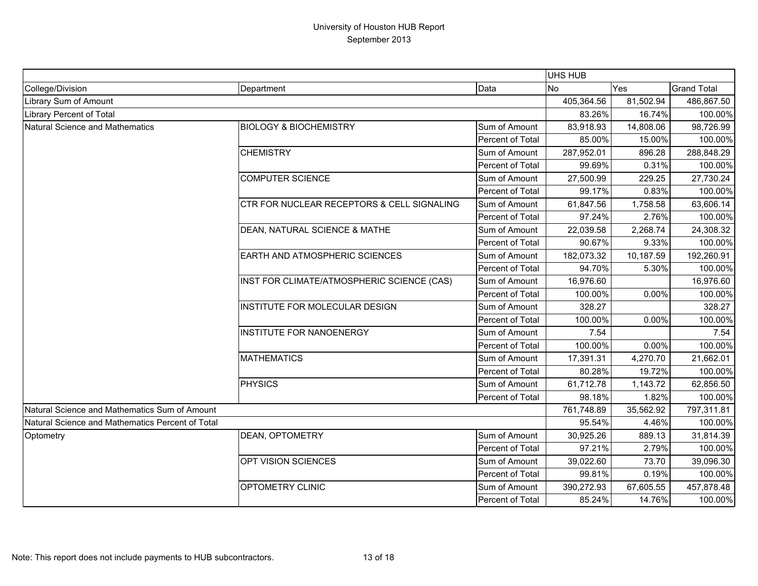# University of Houston HUB Report
September 2013

| | | | UHS HUB | | |
|---|---|---|---|---|---|
| College/Division | Department | Data | No | Yes | Grand Total |
| Library Sum of Amount | | | 405,364.56 | 81,502.94 | 486,867.50 |
| Library Percent of Total | | | 83.26% | 16.74% | 100.00% |
| Natural Science and Mathematics | BIOLOGY & BIOCHEMISTRY | Sum of Amount | 83,918.93 | 14,808.06 | 98,726.99 |
| | | Percent of Total | 85.00% | 15.00% | 100.00% |
| | CHEMISTRY | Sum of Amount | 287,952.01 | 896.28 | 288,848.29 |
| | | Percent of Total | 99.69% | 0.31% | 100.00% |
| | COMPUTER SCIENCE | Sum of Amount | 27,500.99 | 229.25 | 27,730.24 |
| | | Percent of Total | 99.17% | 0.83% | 100.00% |
| | CTR FOR NUCLEAR RECEPTORS & CELL SIGNALING | Sum of Amount | 61,847.56 | 1,758.58 | 63,606.14 |
| | | Percent of Total | 97.24% | 2.76% | 100.00% |
| | DEAN, NATURAL SCIENCE & MATHE | Sum of Amount | 22,039.58 | 2,268.74 | 24,308.32 |
| | | Percent of Total | 90.67% | 9.33% | 100.00% |
| | EARTH AND ATMOSPHERIC SCIENCES | Sum of Amount | 182,073.32 | 10,187.59 | 192,260.91 |
| | | Percent of Total | 94.70% | 5.30% | 100.00% |
| | INST FOR CLIMATE/ATMOSPHERIC SCIENCE (CAS) | Sum of Amount | 16,976.60 | | 16,976.60 |
| | | Percent of Total | 100.00% | 0.00% | 100.00% |
| | INSTITUTE FOR MOLECULAR DESIGN | Sum of Amount | 328.27 | | 328.27 |
| | | Percent of Total | 100.00% | 0.00% | 100.00% |
| | INSTITUTE FOR NANOENERGY | Sum of Amount | 7.54 | | 7.54 |
| | | Percent of Total | 100.00% | 0.00% | 100.00% |
| | MATHEMATICS | Sum of Amount | 17,391.31 | 4,270.70 | 21,662.01 |
| | | Percent of Total | 80.28% | 19.72% | 100.00% |
| | PHYSICS | Sum of Amount | 61,712.78 | 1,143.72 | 62,856.50 |
| | | Percent of Total | 98.18% | 1.82% | 100.00% |
| Natural Science and Mathematics Sum of Amount | | | 761,748.89 | 35,562.92 | 797,311.81 |
| Natural Science and Mathematics Percent of Total | | | 95.54% | 4.46% | 100.00% |
| Optometry | DEAN, OPTOMETRY | Sum of Amount | 30,925.26 | 889.13 | 31,814.39 |
| | | Percent of Total | 97.21% | 2.79% | 100.00% |
| | OPT VISION SCIENCES | Sum of Amount | 39,022.60 | 73.70 | 39,096.30 |
| | | Percent of Total | 99.81% | 0.19% | 100.00% |
| | OPTOMETRY CLINIC | Sum of Amount | 390,272.93 | 67,605.55 | 457,878.48 |
| | | Percent of Total | 85.24% | 14.76% | 100.00% |

Note: This report does not include payments to HUB subcontractors.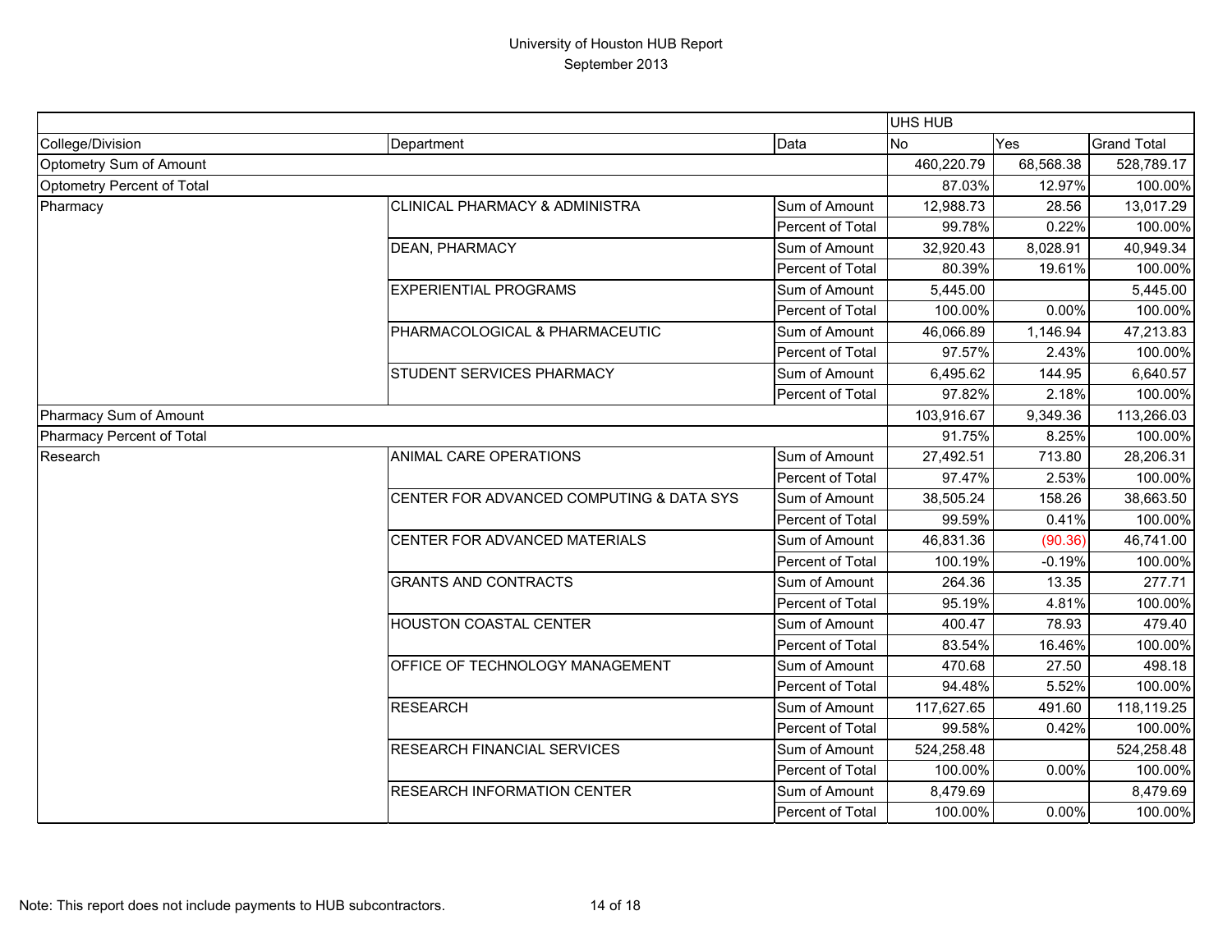# University of Houston HUB Report
## September 2013

| | | | UHS HUB | | |
|---|---|---|---|---|---|
| College/Division | Department | Data | No | Yes | Grand Total |
| Optometry Sum of Amount | | | 460,220.79 | 68,568.38 | 528,789.17 |
| Optometry Percent of Total | | | 87.03% | 12.97% | 100.00% |
| Pharmacy | CLINICAL PHARMACY & ADMINISTRA | Sum of Amount | 12,988.73 | 28.56 | 13,017.29 |
| | | Percent of Total | 99.78% | 0.22% | 100.00% |
| | DEAN, PHARMACY | Sum of Amount | 32,920.43 | 8,028.91 | 40,949.34 |
| | | Percent of Total | 80.39% | 19.61% | 100.00% |
| | EXPERIENTIAL PROGRAMS | Sum of Amount | 5,445.00 | | 5,445.00 |
| | | Percent of Total | 100.00% | 0.00% | 100.00% |
| | PHARMACOLOGICAL & PHARMACEUTIC | Sum of Amount | 46,066.89 | 1,146.94 | 47,213.83 |
| | | Percent of Total | 97.57% | 2.43% | 100.00% |
| | STUDENT SERVICES PHARMACY | Sum of Amount | 6,495.62 | 144.95 | 6,640.57 |
| | | Percent of Total | 97.82% | 2.18% | 100.00% |
| Pharmacy Sum of Amount | | | 103,916.67 | 9,349.36 | 113,266.03 |
| Pharmacy Percent of Total | | | 91.75% | 8.25% | 100.00% |
| Research | ANIMAL CARE OPERATIONS | Sum of Amount | 27,492.51 | 713.80 | 28,206.31 |
| | | Percent of Total | 97.47% | 2.53% | 100.00% |
| | CENTER FOR ADVANCED COMPUTING & DATA SYS | Sum of Amount | 38,505.24 | 158.26 | 38,663.50 |
| | | Percent of Total | 99.59% | 0.41% | 100.00% |
| | CENTER FOR ADVANCED MATERIALS | Sum of Amount | 46,831.36 | (90.36) | 46,741.00 |
| | | Percent of Total | 100.19% | -0.19% | 100.00% |
| | GRANTS AND CONTRACTS | Sum of Amount | 264.36 | 13.35 | 277.71 |
| | | Percent of Total | 95.19% | 4.81% | 100.00% |
| | HOUSTON COASTAL CENTER | Sum of Amount | 400.47 | 78.93 | 479.40 |
| | | Percent of Total | 83.54% | 16.46% | 100.00% |
| | OFFICE OF TECHNOLOGY MANAGEMENT | Sum of Amount | 470.68 | 27.50 | 498.18 |
| | | Percent of Total | 94.48% | 5.52% | 100.00% |
| | RESEARCH | Sum of Amount | 117,627.65 | 491.60 | 118,119.25 |
| | | Percent of Total | 99.58% | 0.42% | 100.00% |
| | RESEARCH FINANCIAL SERVICES | Sum of Amount | 524,258.48 | | 524,258.48 |
| | | Percent of Total | 100.00% | 0.00% | 100.00% |
| | RESEARCH INFORMATION CENTER | Sum of Amount | 8,479.69 | | 8,479.69 |
| | | Percent of Total | 100.00% | 0.00% | 100.00% |

Note: This report does not include payments to HUB subcontractors.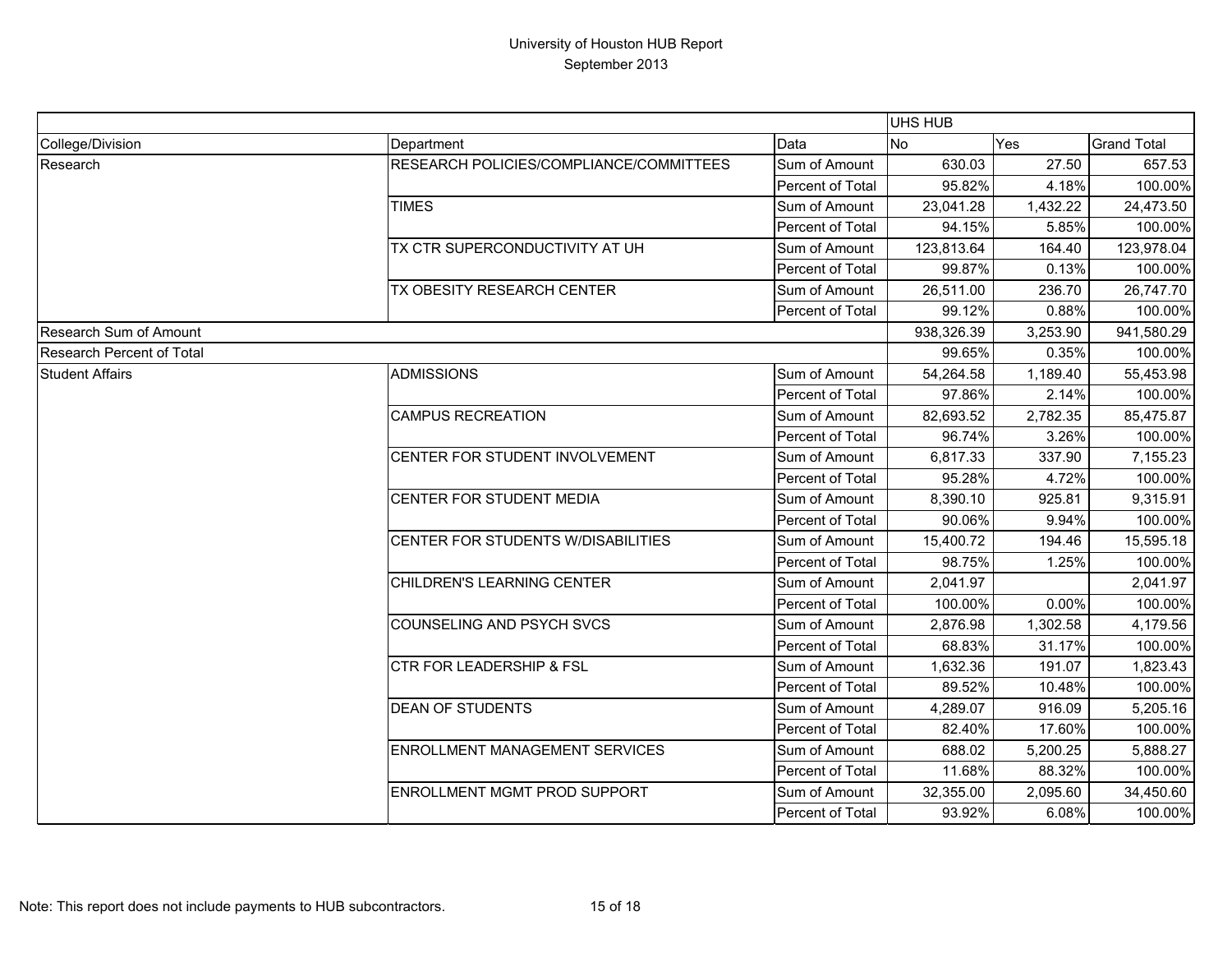# University of Houston HUB Report

September 2013

| | | | UHS HUB | | |
|---|---|---|---|---|---|
| College/Division | Department | Data | No | Yes | Grand Total |
| Research | RESEARCH POLICIES/COMPLIANCE/COMMITTEES | Sum of Amount | 630.03 | 27.50 | 657.53 |
| | | Percent of Total | 95.82% | 4.18% | 100.00% |
| | TIMES | Sum of Amount | 23,041.28 | 1,432.22 | 24,473.50 |
| | | Percent of Total | 94.15% | 5.85% | 100.00% |
| | TX CTR SUPERCONDUCTIVITY AT UH | Sum of Amount | 123,813.64 | 164.40 | 123,978.04 |
| | | Percent of Total | 99.87% | 0.13% | 100.00% |
| | TX OBESITY RESEARCH CENTER | Sum of Amount | 26,511.00 | 236.70 | 26,747.70 |
| | | Percent of Total | 99.12% | 0.88% | 100.00% |
| Research Sum of Amount | | | 938,326.39 | 3,253.90 | 941,580.29 |
| Research Percent of Total | | | 99.65% | 0.35% | 100.00% |
| Student Affairs | ADMISSIONS | Sum of Amount | 54,264.58 | 1,189.40 | 55,453.98 |
| | | Percent of Total | 97.86% | 2.14% | 100.00% |
| | CAMPUS RECREATION | Sum of Amount | 82,693.52 | 2,782.35 | 85,475.87 |
| | | Percent of Total | 96.74% | 3.26% | 100.00% |
| | CENTER FOR STUDENT INVOLVEMENT | Sum of Amount | 6,817.33 | 337.90 | 7,155.23 |
| | | Percent of Total | 95.28% | 4.72% | 100.00% |
| | CENTER FOR STUDENT MEDIA | Sum of Amount | 8,390.10 | 925.81 | 9,315.91 |
| | | Percent of Total | 90.06% | 9.94% | 100.00% |
| | CENTER FOR STUDENTS W/DISABILITIES | Sum of Amount | 15,400.72 | 194.46 | 15,595.18 |
| | | Percent of Total | 98.75% | 1.25% | 100.00% |
| | CHILDREN'S LEARNING CENTER | Sum of Amount | 2,041.97 | | 2,041.97 |
| | | Percent of Total | 100.00% | 0.00% | 100.00% |
| | COUNSELING AND PSYCH SVCS | Sum of Amount | 2,876.98 | 1,302.58 | 4,179.56 |
| | | Percent of Total | 68.83% | 31.17% | 100.00% |
| | CTR FOR LEADERSHIP & FSL | Sum of Amount | 1,632.36 | 191.07 | 1,823.43 |
| | | Percent of Total | 89.52% | 10.48% | 100.00% |
| | DEAN OF STUDENTS | Sum of Amount | 4,289.07 | 916.09 | 5,205.16 |
| | | Percent of Total | 82.40% | 17.60% | 100.00% |
| | ENROLLMENT MANAGEMENT SERVICES | Sum of Amount | 688.02 | 5,200.25 | 5,888.27 |
| | | Percent of Total | 11.68% | 88.32% | 100.00% |
| | ENROLLMENT MGMT PROD SUPPORT | Sum of Amount | 32,355.00 | 2,095.60 | 34,450.60 |
| | | Percent of Total | 93.92% | 6.08% | 100.00% |

Note: This report does not include payments to HUB subcontractors.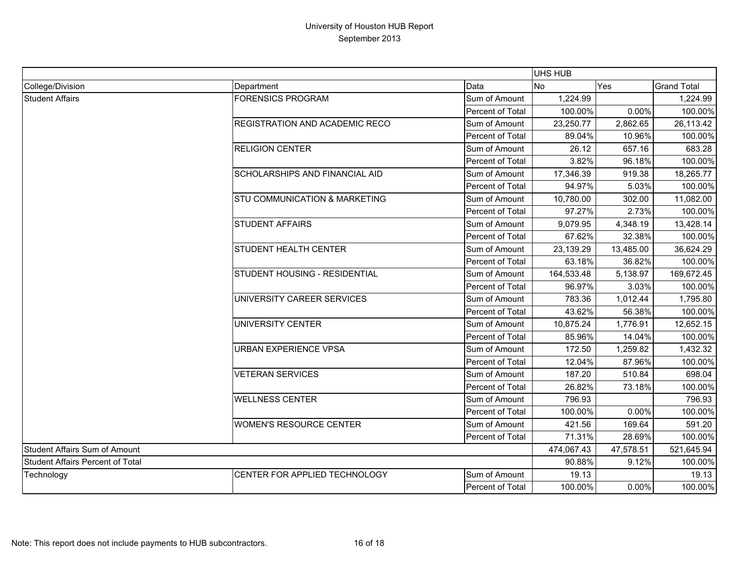# University of Houston HUB Report
September 2013

| | | | UHS HUB | | |
|---|---|---|---|---|---|
| College/Division | Department | Data | No | Yes | Grand Total |
| Student Affairs | FORENSICS PROGRAM | Sum of Amount | 1,224.99 | | 1,224.99 |
| | | Percent of Total | 100.00% | 0.00% | 100.00% |
| | REGISTRATION AND ACADEMIC RECO | Sum of Amount | 23,250.77 | 2,862.65 | 26,113.42 |
| | | Percent of Total | 89.04% | 10.96% | 100.00% |
| | RELIGION CENTER | Sum of Amount | 26.12 | 657.16 | 683.28 |
| | | Percent of Total | 3.82% | 96.18% | 100.00% |
| | SCHOLARSHIPS AND FINANCIAL AID | Sum of Amount | 17,346.39 | 919.38 | 18,265.77 |
| | | Percent of Total | 94.97% | 5.03% | 100.00% |
| | STU COMMUNICATION & MARKETING | Sum of Amount | 10,780.00 | 302.00 | 11,082.00 |
| | | Percent of Total | 97.27% | 2.73% | 100.00% |
| | STUDENT AFFAIRS | Sum of Amount | 9,079.95 | 4,348.19 | 13,428.14 |
| | | Percent of Total | 67.62% | 32.38% | 100.00% |
| | STUDENT HEALTH CENTER | Sum of Amount | 23,139.29 | 13,485.00 | 36,624.29 |
| | | Percent of Total | 63.18% | 36.82% | 100.00% |
| | STUDENT HOUSING - RESIDENTIAL | Sum of Amount | 164,533.48 | 5,138.97 | 169,672.45 |
| | | Percent of Total | 96.97% | 3.03% | 100.00% |
| | UNIVERSITY CAREER SERVICES | Sum of Amount | 783.36 | 1,012.44 | 1,795.80 |
| | | Percent of Total | 43.62% | 56.38% | 100.00% |
| | UNIVERSITY CENTER | Sum of Amount | 10,875.24 | 1,776.91 | 12,652.15 |
| | | Percent of Total | 85.96% | 14.04% | 100.00% |
| | URBAN EXPERIENCE VPSA | Sum of Amount | 172.50 | 1,259.82 | 1,432.32 |
| | | Percent of Total | 12.04% | 87.96% | 100.00% |
| | VETERAN SERVICES | Sum of Amount | 187.20 | 510.84 | 698.04 |
| | | Percent of Total | 26.82% | 73.18% | 100.00% |
| | WELLNESS CENTER | Sum of Amount | 796.93 | | 796.93 |
| | | Percent of Total | 100.00% | 0.00% | 100.00% |
| | WOMEN'S RESOURCE CENTER | Sum of Amount | 421.56 | 169.64 | 591.20 |
| | | Percent of Total | 71.31% | 28.69% | 100.00% |
| Student Affairs Sum of Amount | | | 474,067.43 | 47,578.51 | 521,645.94 |
| Student Affairs Percent of Total | | | 90.88% | 9.12% | 100.00% |
| Technology | CENTER FOR APPLIED TECHNOLOGY | Sum of Amount | 19.13 | | 19.13 |
| | | Percent of Total | 100.00% | 0.00% | 100.00% |

Note: This report does not include payments to HUB subcontractors.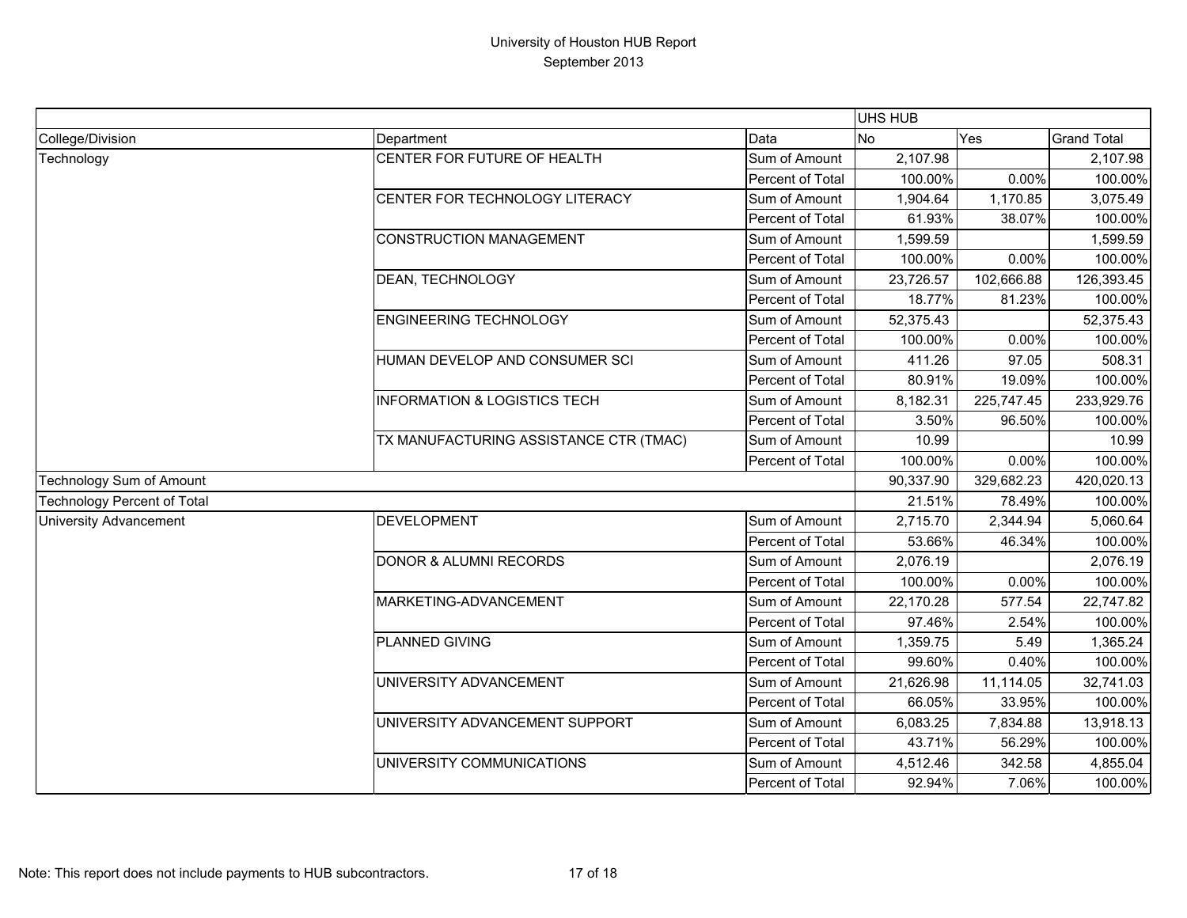# University of Houston HUB Report
## September 2013

| | | | UHS HUB | | |
|---|---|---|---|---|---|
| College/Division | Department | Data | No | Yes | Grand Total |
| Technology | CENTER FOR FUTURE OF HEALTH | Sum of Amount | 2,107.98 | | 2,107.98 |
| | | Percent of Total | 100.00% | 0.00% | 100.00% |
| | CENTER FOR TECHNOLOGY LITERACY | Sum of Amount | 1,904.64 | 1,170.85 | 3,075.49 |
| | | Percent of Total | 61.93% | 38.07% | 100.00% |
| | CONSTRUCTION MANAGEMENT | Sum of Amount | 1,599.59 | | 1,599.59 |
| | | Percent of Total | 100.00% | 0.00% | 100.00% |
| | DEAN, TECHNOLOGY | Sum of Amount | 23,726.57 | 102,666.88 | 126,393.45 |
| | | Percent of Total | 18.77% | 81.23% | 100.00% |
| | ENGINEERING TECHNOLOGY | Sum of Amount | 52,375.43 | | 52,375.43 |
| | | Percent of Total | 100.00% | 0.00% | 100.00% |
| | HUMAN DEVELOP AND CONSUMER SCI | Sum of Amount | 411.26 | 97.05 | 508.31 |
| | | Percent of Total | 80.91% | 19.09% | 100.00% |
| | INFORMATION & LOGISTICS TECH | Sum of Amount | 8,182.31 | 225,747.45 | 233,929.76 |
| | | Percent of Total | 3.50% | 96.50% | 100.00% |
| | TX MANUFACTURING ASSISTANCE CTR (TMAC) | Sum of Amount | 10.99 | | 10.99 |
| | | Percent of Total | 100.00% | 0.00% | 100.00% |
| Technology Sum of Amount | | | 90,337.90 | 329,682.23 | 420,020.13 |
| Technology Percent of Total | | | 21.51% | 78.49% | 100.00% |
| University Advancement | DEVELOPMENT | Sum of Amount | 2,715.70 | 2,344.94 | 5,060.64 |
| | | Percent of Total | 53.66% | 46.34% | 100.00% |
| | DONOR & ALUMNI RECORDS | Sum of Amount | 2,076.19 | | 2,076.19 |
| | | Percent of Total | 100.00% | 0.00% | 100.00% |
| | MARKETING-ADVANCEMENT | Sum of Amount | 22,170.28 | 577.54 | 22,747.82 |
| | | Percent of Total | 97.46% | 2.54% | 100.00% |
| | PLANNED GIVING | Sum of Amount | 1,359.75 | 5.49 | 1,365.24 |
| | | Percent of Total | 99.60% | 0.40% | 100.00% |
| | UNIVERSITY ADVANCEMENT | Sum of Amount | 21,626.98 | 11,114.05 | 32,741.03 |
| | | Percent of Total | 66.05% | 33.95% | 100.00% |
| | UNIVERSITY ADVANCEMENT SUPPORT | Sum of Amount | 6,083.25 | 7,834.88 | 13,918.13 |
| | | Percent of Total | 43.71% | 56.29% | 100.00% |
| | UNIVERSITY COMMUNICATIONS | Sum of Amount | 4,512.46 | 342.58 | 4,855.04 |
| | | Percent of Total | 92.94% | 7.06% | 100.00% |

Note: This report does not include payments to HUB subcontractors.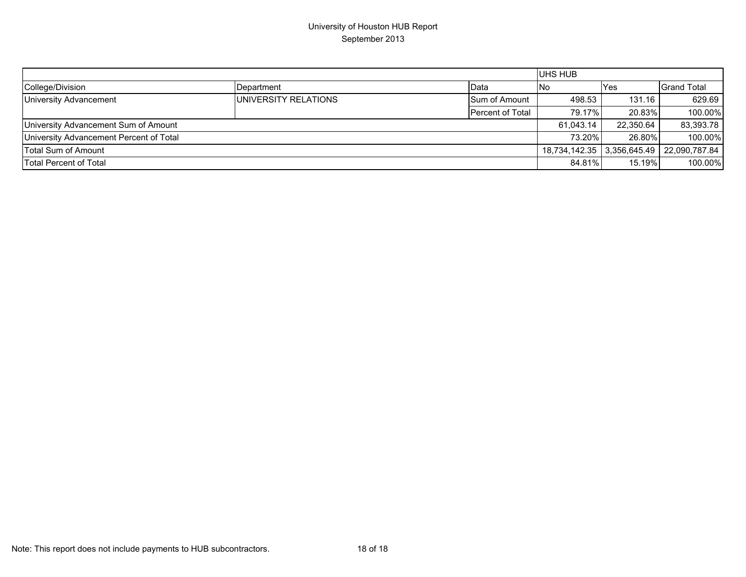University of Houston HUB Report
September 2013

| | | | UHS HUB | | |
|---|---|---|---|---|---|
| College/Division | Department | Data | No | Yes | Grand Total |
| University Advancement | UNIVERSITY RELATIONS | Sum of Amount | 498.53 | 131.16 | 629.69 |
| | | Percent of Total | 79.17% | 20.83% | 100.00% |
| University Advancement Sum of Amount | | | 61,043.14 | 22,350.64 | 83,393.78 |
| University Advancement Percent of Total | | | 73.20% | 26.80% | 100.00% |
| Total Sum of Amount | | | 18,734,142.35 | 3,356,645.49 | 22,090,787.84 |
| Total Percent of Total | | | 84.81% | 15.19% | 100.00% |

Note: This report does not include payments to HUB subcontractors.